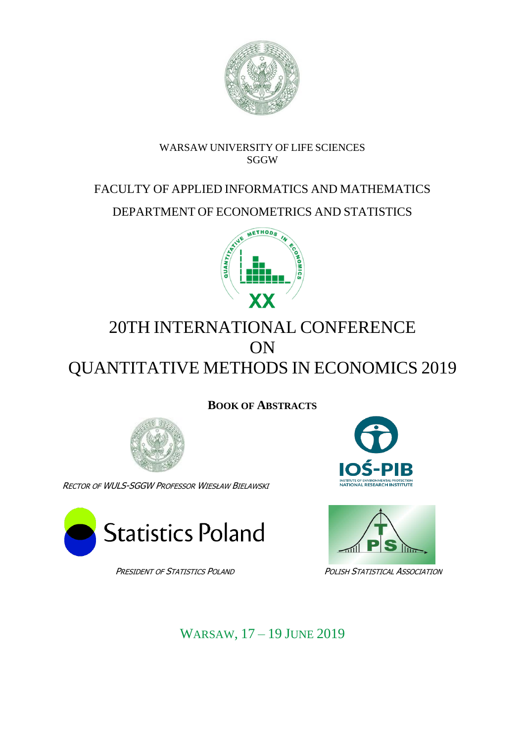WARSAW UNIVERSITY OF LIFE SCIENCES
SGGW

FACULTY OF APPLIED INFORMATICS AND MATHEMATICS

DEPARTMENT OF ECONOMETRICS AND STATISTICS

# 20TH INTERNATIONAL CONFERENCE ON QUANTITATIVE METHODS IN ECONOMICS 2019

**BOOK OF ABSTRACTS**

*RECTOR OF WULS-SGGW PROFESSOR WIESŁAW BIELAWSKI*

*PRESIDENT OF STATISTICS POLAND*

*POLISH STATISTICAL ASSOCIATION*

WARSAW, 17 – 19 JUNE 2019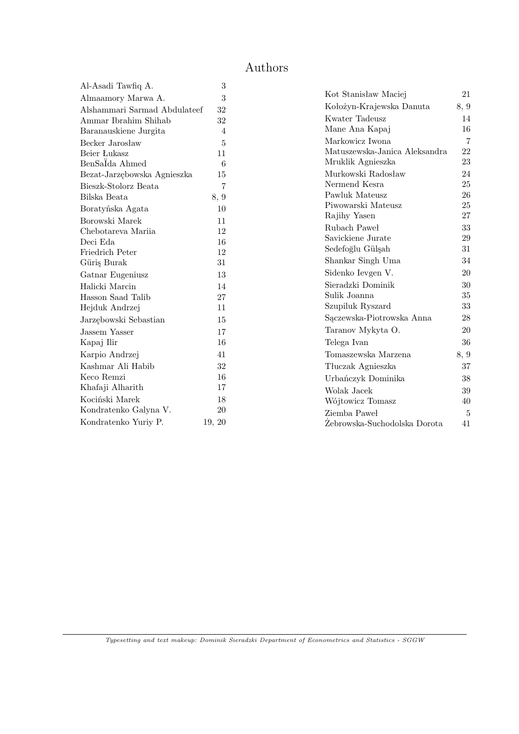# Authors

| Author | Page |
|---|---|
| Al-Asadi Tawfiq A. | 3 |
| Almaamory Marwa A. | 3 |
| Alshammari Sarmad Abdulateef | 32 |
| Ammar Ibrahim Shihab | 32 |
| Baranauskiene Jurgita | 4 |
| Becker Jarosław | 5 |
| Beier Łukasz | 11 |
| BenSaÏda Ahmed | 6 |
| Bezat-Jarzębowska Agnieszka | 15 |
| Bieszk-Stolorz Beata | 7 |
| Bilska Beata | 8, 9 |
| Boratyńska Agata | 10 |
| Borowski Marek | 11 |
| Chebotareva Mariia | 12 |
| Deci Eda | 16 |
| Friedrich Peter | 12 |
| Güriş Burak | 31 |
| Gatnar Eugeniusz | 13 |
| Halicki Marcin | 14 |
| Hasson Saad Talib | 27 |
| Hejduk Andrzej | 11 |
| Jarzębowski Sebastian | 15 |
| Jassem Yasser | 17 |
| Kapaj Ilir | 16 |
| Karpio Andrzej | 41 |
| Kashmar Ali Habib | 32 |
| Keco Remzi | 16 |
| Khafaji Alharith | 17 |
| Kociński Marek | 18 |
| Kondratenko Galyna V. | 20 |
| Kondratenko Yuriy P. | 19, 20 |
| Kot Stanisław Maciej | 21 |
| Kołożyn-Krajewska Danuta | 8, 9 |
| Kwater Tadeusz | 14 |
| Mane Ana Kapaj | 16 |
| Markowicz Iwona | 7 |
| Matuszewska-Janica Aleksandra | 22 |
| Mruklik Agnieszka | 23 |
| Murkowski Radosław | 24 |
| Nermend Kesra | 25 |
| Pawluk Mateusz | 26 |
| Piwowarski Mateusz | 25 |
| Rajihy Yasen | 27 |
| Rubach Paweł | 33 |
| Savickiene Jurate | 29 |
| Sedefoğlu Gülşah | 31 |
| Shankar Singh Uma | 34 |
| Sidenko Ievgen V. | 20 |
| Sieradzki Dominik | 30 |
| Sulik Joanna | 35 |
| Szupiluk Ryszard | 33 |
| Sączewska-Piotrowska Anna | 28 |
| Taranov Mykyta O. | 20 |
| Telega Ivan | 36 |
| Tomaszewska Marzena | 8, 9 |
| Tłuczak Agnieszka | 37 |
| Urbańczyk Dominika | 38 |
| Wolak Jacek | 39 |
| Wójtowicz Tomasz | 40 |
| Ziemba Paweł | 5 |
| Żebrowska-Suchodolska Dorota | 41 |

*Typesetting and text makeup: Dominik Sieradzki Department of Econometrics and Statistics - SGGW*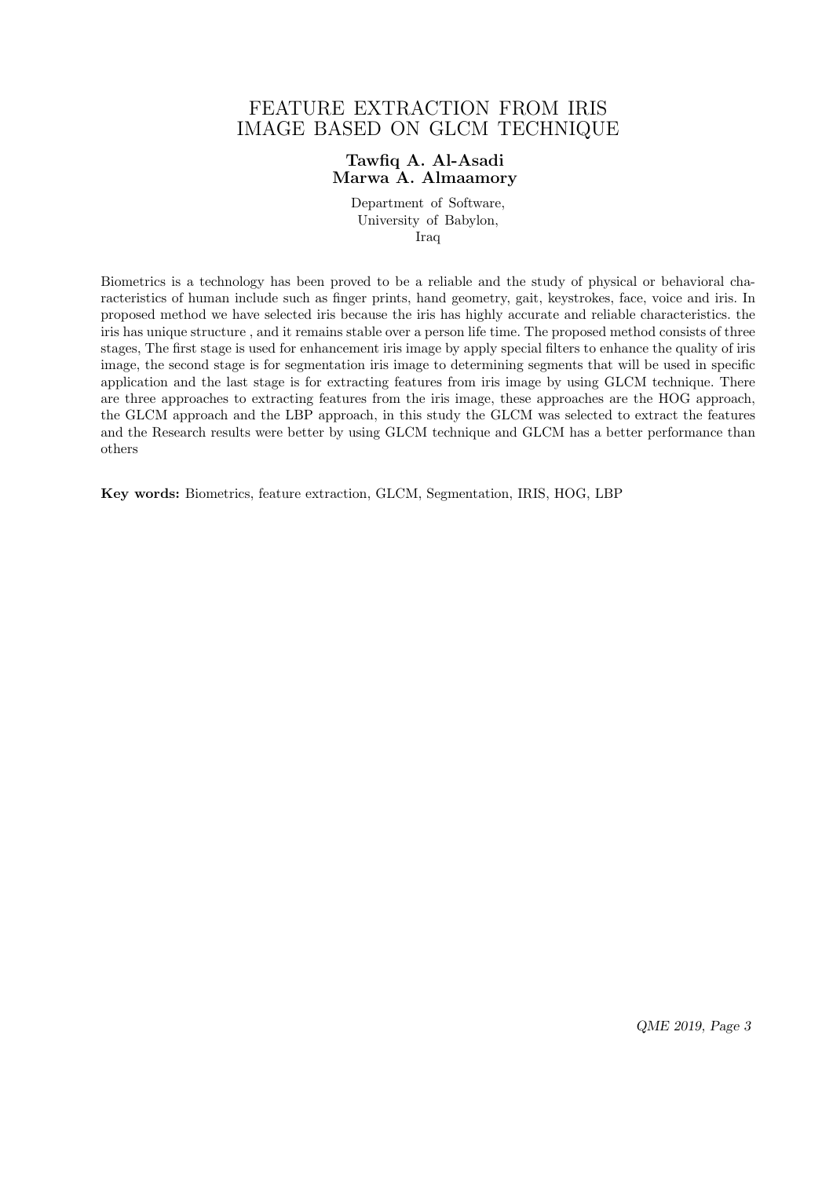# FEATURE EXTRACTION FROM IRIS IMAGE BASED ON GLCM TECHNIQUE

**Tawfiq A. Al-Asadi**
**Marwa A. Almaamory**

Department of Software,
University of Babylon,
Iraq

Biometrics is a technology has been proved to be a reliable and the study of physical or behavioral characteristics of human include such as finger prints, hand geometry, gait, keystrokes, face, voice and iris. In proposed method we have selected iris because the iris has highly accurate and reliable characteristics. the iris has unique structure , and it remains stable over a person life time. The proposed method consists of three stages, The first stage is used for enhancement iris image by apply special filters to enhance the quality of iris image, the second stage is for segmentation iris image to determining segments that will be used in specific application and the last stage is for extracting features from iris image by using GLCM technique. There are three approaches to extracting features from the iris image, these approaches are the HOG approach, the GLCM approach and the LBP approach, in this study the GLCM was selected to extract the features and the Research results were better by using GLCM technique and GLCM has a better performance than others

**Key words:** Biometrics, feature extraction, GLCM, Segmentation, IRIS, HOG, LBP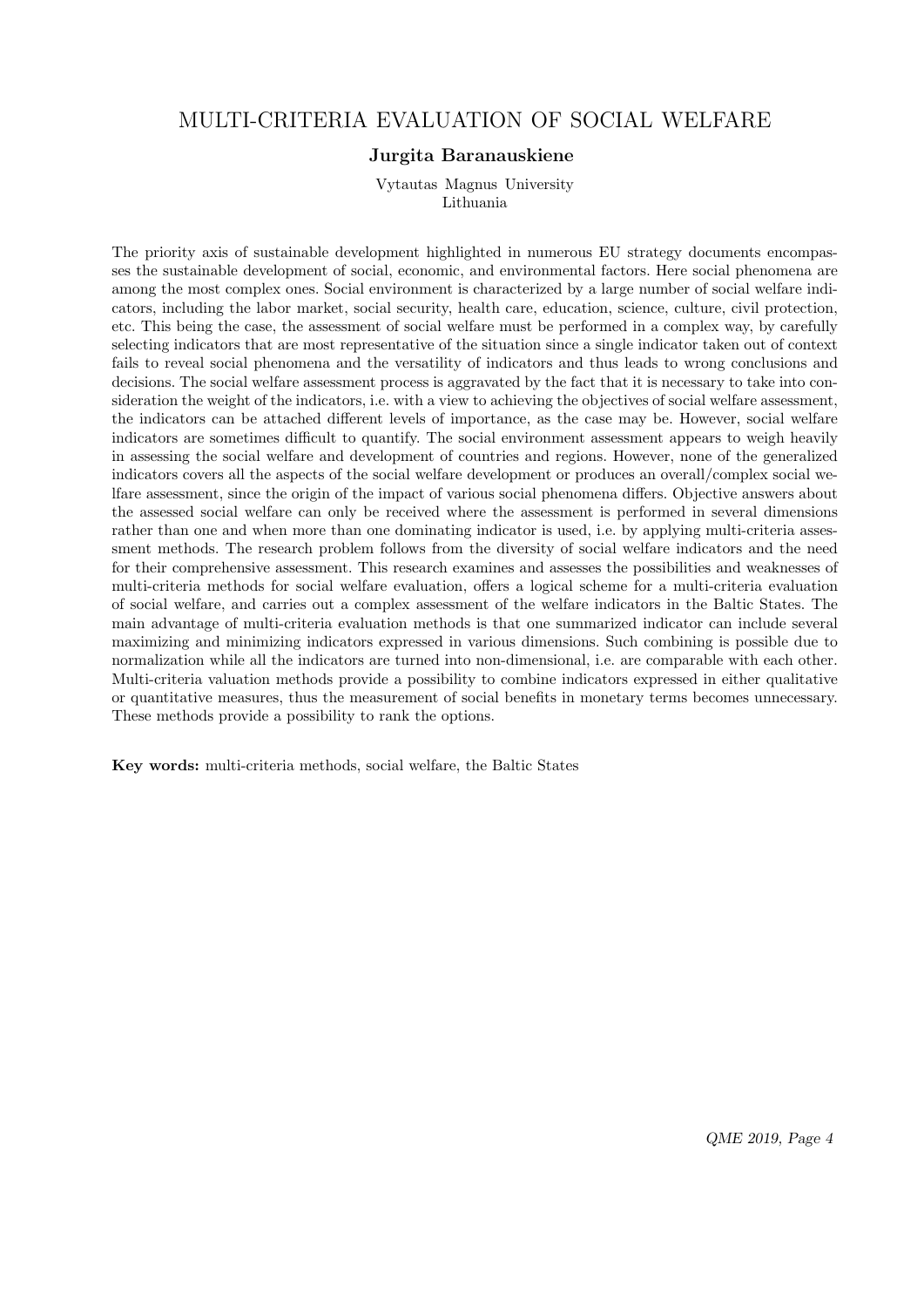# MULTI-CRITERIA EVALUATION OF SOCIAL WELFARE

**Jurgita Baranauskiene**

Vytautas Magnus University
Lithuania

The priority axis of sustainable development highlighted in numerous EU strategy documents encompasses the sustainable development of social, economic, and environmental factors. Here social phenomena are among the most complex ones. Social environment is characterized by a large number of social welfare indicators, including the labor market, social security, health care, education, science, culture, civil protection, etc. This being the case, the assessment of social welfare must be performed in a complex way, by carefully selecting indicators that are most representative of the situation since a single indicator taken out of context fails to reveal social phenomena and the versatility of indicators and thus leads to wrong conclusions and decisions. The social welfare assessment process is aggravated by the fact that it is necessary to take into consideration the weight of the indicators, i.e. with a view to achieving the objectives of social welfare assessment, the indicators can be attached different levels of importance, as the case may be. However, social welfare indicators are sometimes difficult to quantify. The social environment assessment appears to weigh heavily in assessing the social welfare and development of countries and regions. However, none of the generalized indicators covers all the aspects of the social welfare development or produces an overall/complex social welfare assessment, since the origin of the impact of various social phenomena differs. Objective answers about the assessed social welfare can only be received where the assessment is performed in several dimensions rather than one and when more than one dominating indicator is used, i.e. by applying multi-criteria assessment methods. The research problem follows from the diversity of social welfare indicators and the need for their comprehensive assessment. This research examines and assesses the possibilities and weaknesses of multi-criteria methods for social welfare evaluation, offers a logical scheme for a multi-criteria evaluation of social welfare, and carries out a complex assessment of the welfare indicators in the Baltic States. The main advantage of multi-criteria evaluation methods is that one summarized indicator can include several maximizing and minimizing indicators expressed in various dimensions. Such combining is possible due to normalization while all the indicators are turned into non-dimensional, i.e. are comparable with each other. Multi-criteria valuation methods provide a possibility to combine indicators expressed in either qualitative or quantitative measures, thus the measurement of social benefits in monetary terms becomes unnecessary. These methods provide a possibility to rank the options.

**Key words:** multi-criteria methods, social welfare, the Baltic States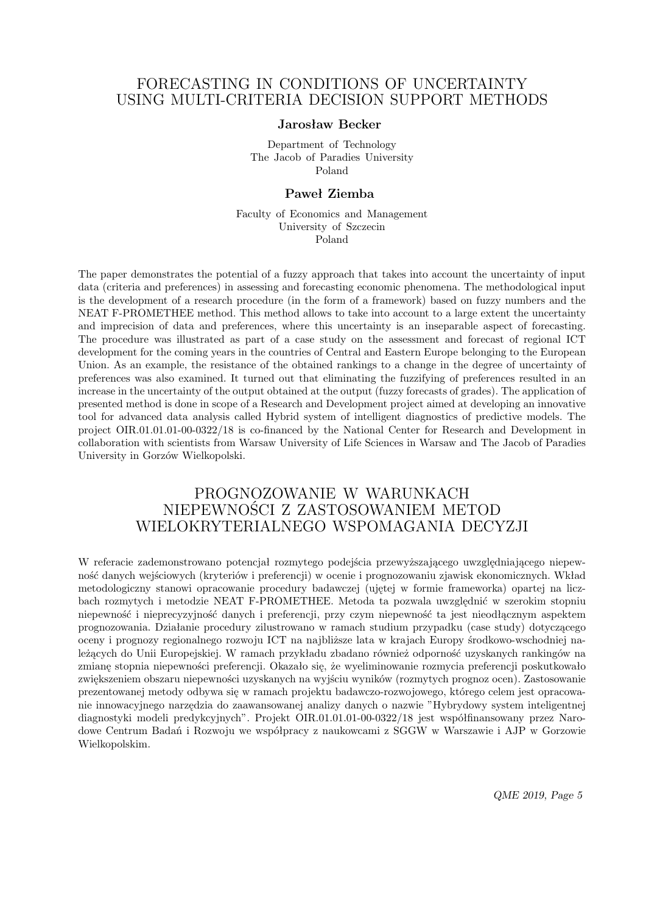# FORECASTING IN CONDITIONS OF UNCERTAINTY USING MULTI-CRITERIA DECISION SUPPORT METHODS

**Jarosław Becker**

Department of Technology
The Jacob of Paradies University
Poland

**Paweł Ziemba**

Faculty of Economics and Management
University of Szczecin
Poland

The paper demonstrates the potential of a fuzzy approach that takes into account the uncertainty of input data (criteria and preferences) in assessing and forecasting economic phenomena. The methodological input is the development of a research procedure (in the form of a framework) based on fuzzy numbers and the NEAT F-PROMETHEE method. This method allows to take into account to a large extent the uncertainty and imprecision of data and preferences, where this uncertainty is an inseparable aspect of forecasting. The procedure was illustrated as part of a case study on the assessment and forecast of regional ICT development for the coming years in the countries of Central and Eastern Europe belonging to the European Union. As an example, the resistance of the obtained rankings to a change in the degree of uncertainty of preferences was also examined. It turned out that eliminating the fuzzifying of preferences resulted in an increase in the uncertainty of the output obtained at the output (fuzzy forecasts of grades). The application of presented method is done in scope of a Research and Development project aimed at developing an innovative tool for advanced data analysis called Hybrid system of intelligent diagnostics of predictive models. The project OIR.01.01.01-00-0322/18 is co-financed by the National Center for Research and Development in collaboration with scientists from Warsaw University of Life Sciences in Warsaw and The Jacob of Paradies University in Gorzów Wielkopolski.

# PROGNOZOWANIE W WARUNKACH NIEPEWNOŚCI Z ZASTOSOWANIEM METOD WIELOKRYTERIALNEGO WSPOMAGANIA DECYZJI

W referacie zademonstrowano potencjał rozmytego podejścia przewyższającego uwzględniającego niepewność danych wejściowych (kryteriów i preferencji) w ocenie i prognozowaniu zjawisk ekonomicznych. Wkład metodologiczny stanowi opracowanie procedury badawczej (ujętej w formie frameworka) opartej na liczbach rozmytych i metodzie NEAT F-PROMETHEE. Metoda ta pozwala uwzględnić w szerokim stopniu niepewność i nieprecyzyjność danych i preferencji, przy czym niepewność ta jest nieodłącznym aspektem prognozowania. Działanie procedury zilustrowano w ramach studium przypadku (case study) dotyczącego oceny i prognozy regionalnego rozwoju ICT na najbliższe lata w krajach Europy środkowo-wschodniej należących do Unii Europejskiej. W ramach przykładu zbadano również odporność uzyskanych rankingów na zmianę stopnia niepewności preferencji. Okazało się, że wyeliminowanie rozmycia preferencji poskutkowało zwiększeniem obszaru niepewności uzyskanych na wyjściu wyników (rozmytych prognoz ocen). Zastosowanie prezentowanej metody odbywa się w ramach projektu badawczo-rozwojowego, którego celem jest opracowanie innowacyjnego narzędzia do zaawansowanej analizy danych o nazwie "Hybrydowy system inteligentnej diagnostyki modeli predykcyjnych". Projekt OIR.01.01.01-00-0322/18 jest współfinansowany przez Narodowe Centrum Badań i Rozwoju we współpracy z naukowcami z SGGW w Warszawie i AJP w Gorzowie Wielkopolskim.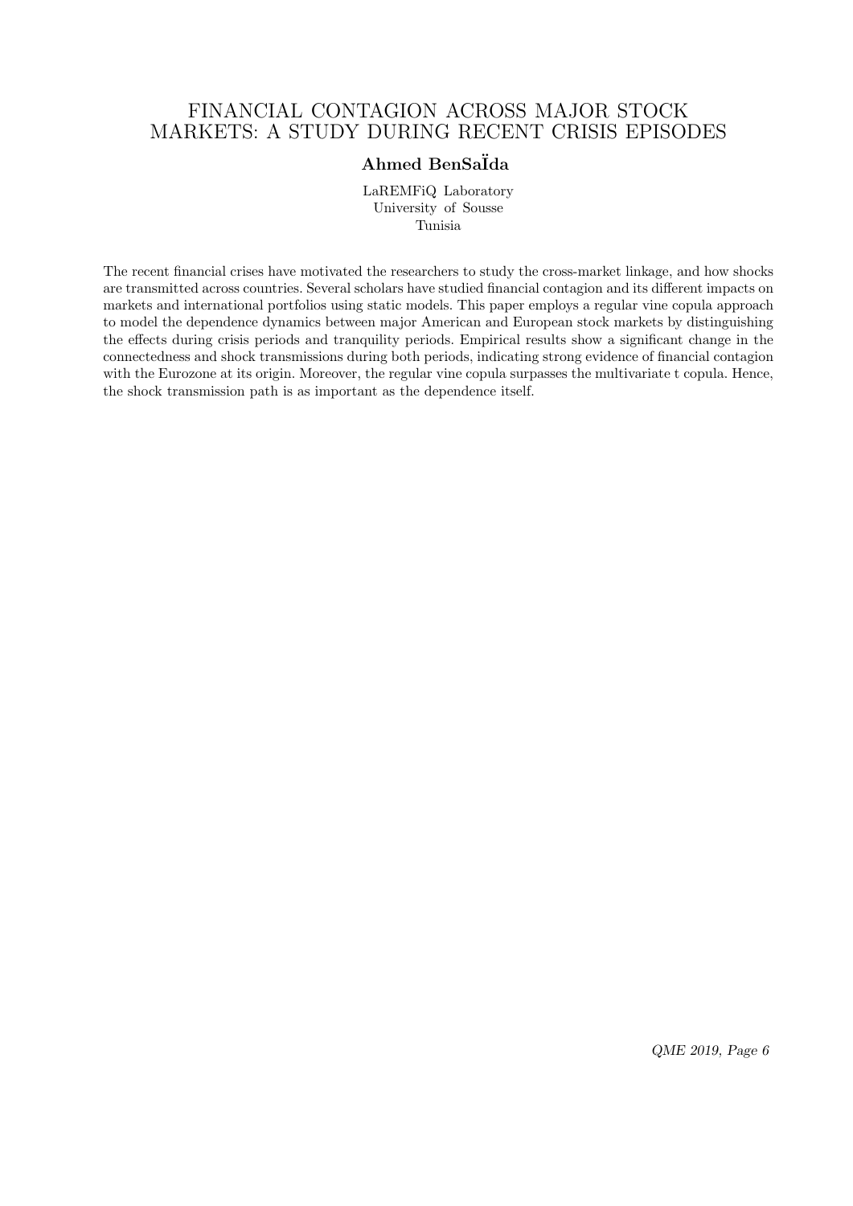# FINANCIAL CONTAGION ACROSS MAJOR STOCK MARKETS: A STUDY DURING RECENT CRISIS EPISODES

**Ahmed BenSaÏda**

LaREMFiQ Laboratory
University of Sousse
Tunisia

The recent financial crises have motivated the researchers to study the cross-market linkage, and how shocks are transmitted across countries. Several scholars have studied financial contagion and its different impacts on markets and international portfolios using static models. This paper employs a regular vine copula approach to model the dependence dynamics between major American and European stock markets by distinguishing the effects during crisis periods and tranquility periods. Empirical results show a significant change in the connectedness and shock transmissions during both periods, indicating strong evidence of financial contagion with the Eurozone at its origin. Moreover, the regular vine copula surpasses the multivariate t copula. Hence, the shock transmission path is as important as the dependence itself.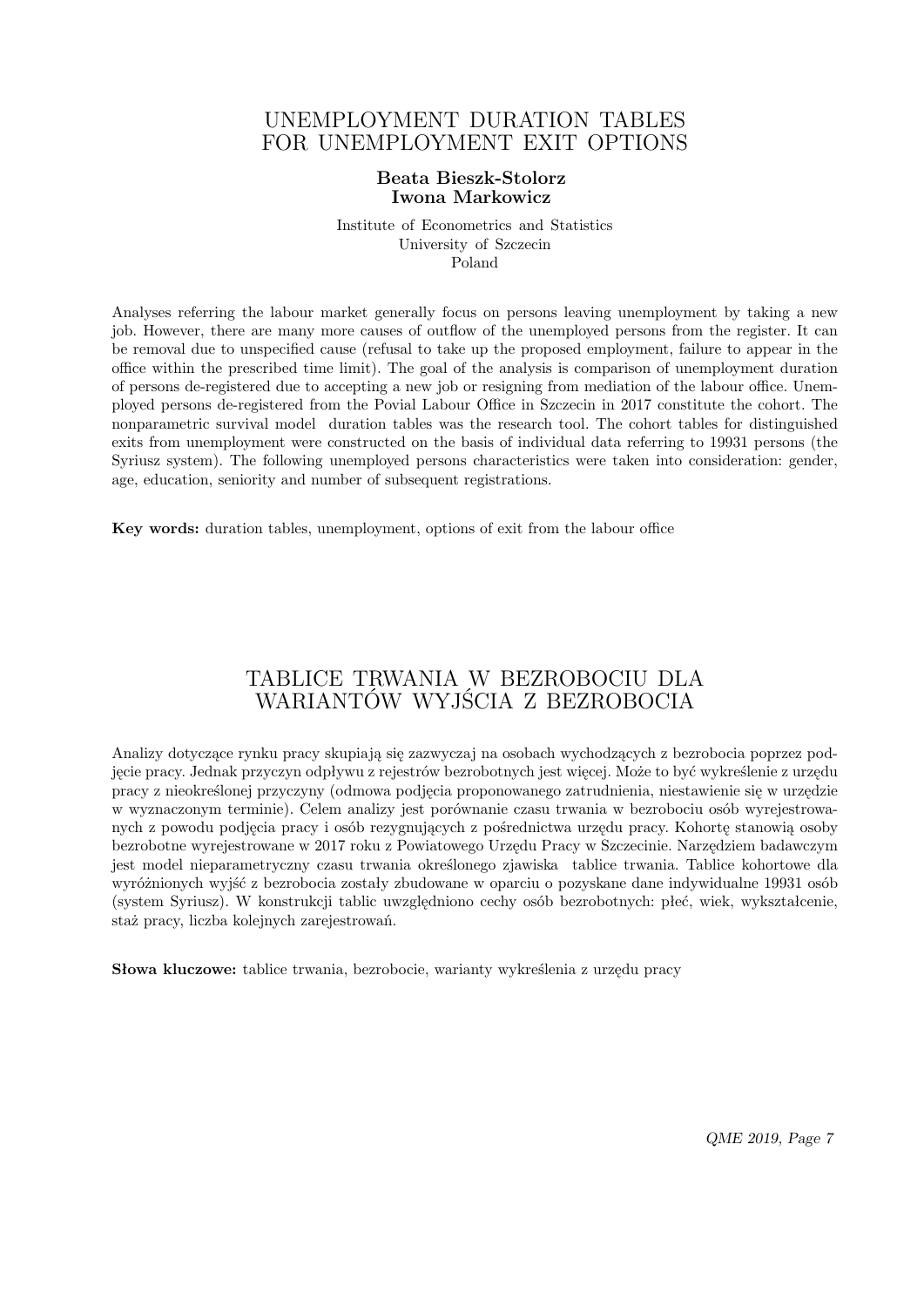# UNEMPLOYMENT DURATION TABLES FOR UNEMPLOYMENT EXIT OPTIONS

**Beata Bieszk-Stolorz**
**Iwona Markowicz**

Institute of Econometrics and Statistics
University of Szczecin
Poland

Analyses referring the labour market generally focus on persons leaving unemployment by taking a new job. However, there are many more causes of outflow of the unemployed persons from the register. It can be removal due to unspecified cause (refusal to take up the proposed employment, failure to appear in the office within the prescribed time limit). The goal of the analysis is comparison of unemployment duration of persons de-registered due to accepting a new job or resigning from mediation of the labour office. Unemployed persons de-registered from the Povial Labour Office in Szczecin in 2017 constitute the cohort. The nonparametric survival model duration tables was the research tool. The cohort tables for distinguished exits from unemployment were constructed on the basis of individual data referring to 19931 persons (the Syriusz system). The following unemployed persons characteristics were taken into consideration: gender, age, education, seniority and number of subsequent registrations.

**Key words:** duration tables, unemployment, options of exit from the labour office

# TABLICE TRWANIA W BEZROBOCIU DLA WARIANTÓW WYJŚCIA Z BEZROBOCIA

Analizy dotyczące rynku pracy skupiają się zazwyczaj na osobach wychodzących z bezrobocia poprzez podjęcie pracy. Jednak przyczyn odpływu z rejestrów bezrobotnych jest więcej. Może to być wykreślenie z urzędu pracy z nieokreślonej przyczyny (odmowa podjęcia proponowanego zatrudnienia, niestawienie się w urzędzie w wyznaczonym terminie). Celem analizy jest porównanie czasu trwania w bezrobociu osób wyrejestrowanych z powodu podjęcia pracy i osób rezygnujących z pośrednictwa urzędu pracy. Kohortę stanowią osoby bezrobotne wyrejestrowane w 2017 roku z Powiatowego Urzędu Pracy w Szczecinie. Narzędziem badawczym jest model nieparametryczny czasu trwania określonego zjawiska tablice trwania. Tablice kohortowe dla wyróżnionych wyjść z bezrobocia zostały zbudowane w oparciu o pozyskane dane indywidualne 19931 osób (system Syriusz). W konstrukcji tablic uwzględniono cechy osób bezrobotnych: płeć, wiek, wykształcenie, staż pracy, liczba kolejnych zarejestrowań.

**Słowa kluczowe:** tablice trwania, bezrobocie, warianty wykreślenia z urzędu pracy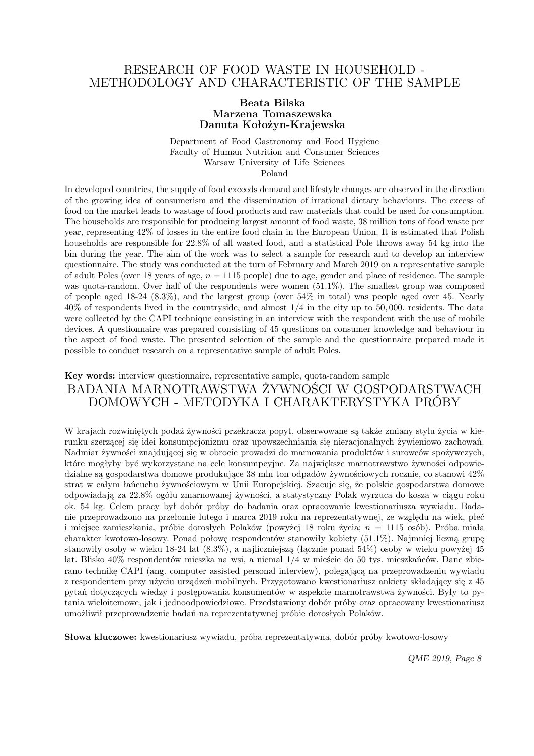# RESEARCH OF FOOD WASTE IN HOUSEHOLD - METHODOLOGY AND CHARACTERISTIC OF THE SAMPLE

**Beata Bilska**
**Marzena Tomaszewska**
**Danuta Kołożyn-Krajewska**

Department of Food Gastronomy and Food Hygiene
Faculty of Human Nutrition and Consumer Sciences
Warsaw University of Life Sciences
Poland

In developed countries, the supply of food exceeds demand and lifestyle changes are observed in the direction of the growing idea of consumerism and the dissemination of irrational dietary behaviours. The excess of food on the market leads to wastage of food products and raw materials that could be used for consumption. The households are responsible for producing largest amount of food waste, 38 million tons of food waste per year, representing 42% of losses in the entire food chain in the European Union. It is estimated that Polish households are responsible for 22.8% of all wasted food, and a statistical Pole throws away 54 kg into the bin during the year. The aim of the work was to select a sample for research and to develop an interview questionnaire. The study was conducted at the turn of February and March 2019 on a representative sample of adult Poles (over 18 years of age, $n = 1115$ people) due to age, gender and place of residence. The sample was quota-random. Over half of the respondents were women (51.1%). The smallest group was composed of people aged 18-24 (8.3%), and the largest group (over 54% in total) was people aged over 45. Nearly 40% of respondents lived in the countryside, and almost 1/4 in the city up to 50,000. residents. The data were collected by the CAPI technique consisting in an interview with the respondent with the use of mobile devices. A questionnaire was prepared consisting of 45 questions on consumer knowledge and behaviour in the aspect of food waste. The presented selection of the sample and the questionnaire prepared made it possible to conduct research on a representative sample of adult Poles.

**Key words:** interview questionnaire, representative sample, quota-random sample

# BADANIA MARNOTRAWSTWA ŻYWNOŚCI W GOSPODARSTWACH DOMOWYCH - METODYKA I CHARAKTERYSTYKA PRÓBY

W krajach rozwiniętych podaż żywności przekracza popyt, obserwowane są także zmiany stylu życia w kierunku szerzącej się idei konsumpcjonizmu oraz upowszechniania się nieracjonalnych żywieniowo zachowań. Nadmiar żywności znajdującej się w obrocie prowadzi do marnowania produktów i surowców spożywczych, które mogłyby być wykorzystane na cele konsumpcyjne. Za największe marnotrawstwo żywności odpowiedzialne są gospodarstwa domowe produkujące 38 mln ton odpadów żywnościowych rocznie, co stanowi 42% strat w całym łańcuchu żywnościowym w Unii Europejskiej. Szacuje się, że polskie gospodarstwa domowe odpowiadają za 22.8% ogółu zmarnowanej żywności, a statystyczny Polak wyrzuca do kosza w ciągu roku ok. 54 kg. Celem pracy był dobór próby do badania oraz opracowanie kwestionariusza wywiadu. Badanie przeprowadzono na przełomie lutego i marca 2019 roku na reprezentatywnej, ze względu na wiek, płeć i miejsce zamieszkania, próbie dorosłych Polaków (powyżej 18 roku życia; $n = 1115$ osób). Próba miała charakter kwotowo-losowy. Ponad połowę respondentów stanowiły kobiety (51.1%). Najmniej liczną grupę stanowiły osoby w wieku 18-24 lat (8.3%), a najliczniejszą (łącznie ponad 54%) osoby w wieku powyżej 45 lat. Blisko 40% respondentów mieszka na wsi, a niemal 1/4 w mieście do 50 tys. mieszkańców. Dane zbierano technikę CAPI (ang. computer assisted personal interview), polegającą na przeprowadzeniu wywiadu z respondentem przy użyciu urządzeń mobilnych. Przygotowano kwestionariusz ankiety składający się z 45 pytań dotyczących wiedzy i postępowania konsumentów w aspekcie marnotrawstwa żywności. Były to pytania wieloitemowe, jak i jednoodpowiedziowe. Przedstawiony dobór próby oraz opracowany kwestionariusz umożliwił przeprowadzenie badań na reprezentatywnej próbie dorosłych Polaków.

**Słowa kluczowe:** kwestionariusz wywiadu, próba reprezentatywna, dobór próby kwotowo-losowy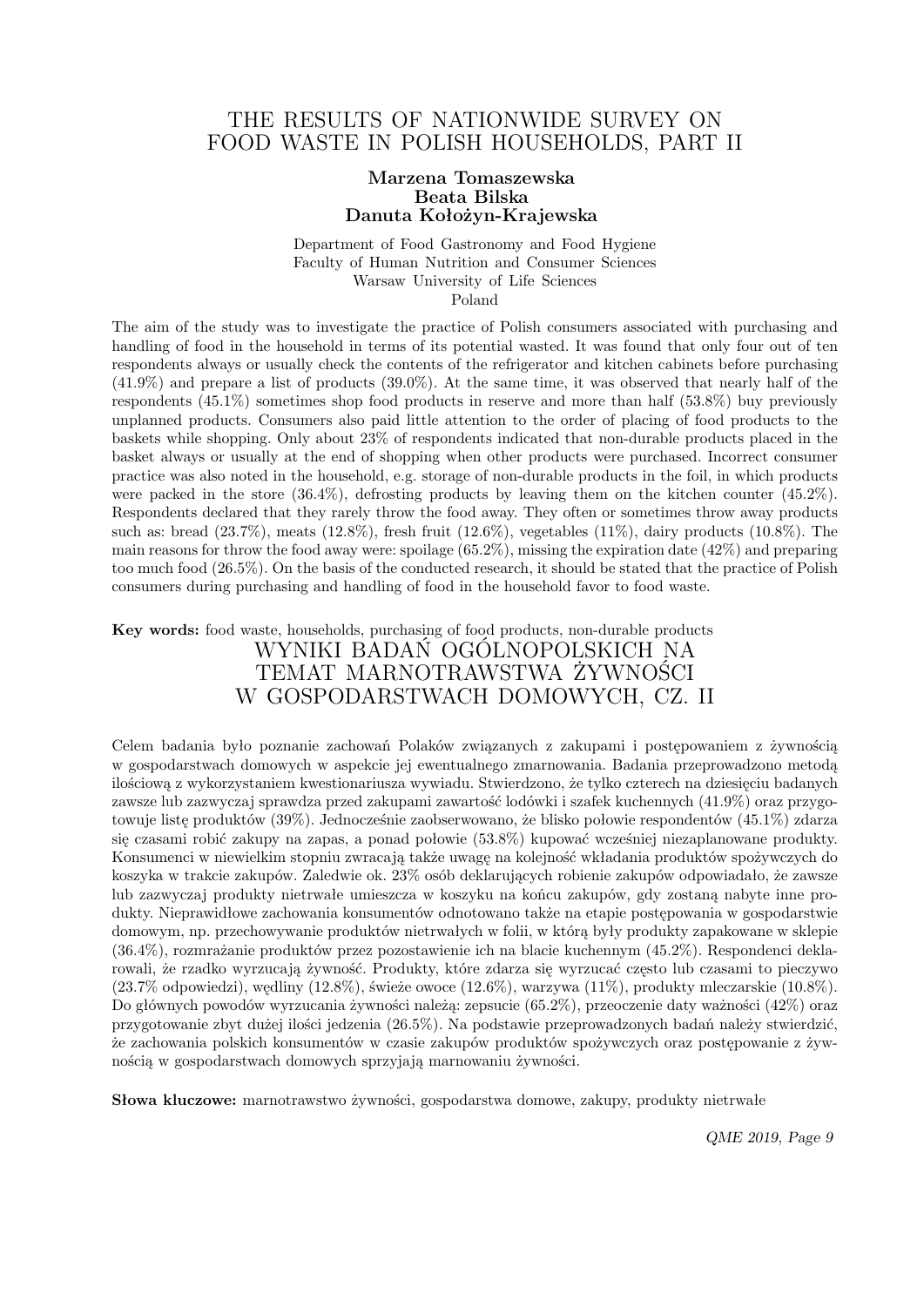# THE RESULTS OF NATIONWIDE SURVEY ON FOOD WASTE IN POLISH HOUSEHOLDS, PART II

**Marzena Tomaszewska**
**Beata Bilska**
**Danuta Kołożyn-Krajewska**

Department of Food Gastronomy and Food Hygiene
Faculty of Human Nutrition and Consumer Sciences
Warsaw University of Life Sciences
Poland

The aim of the study was to investigate the practice of Polish consumers associated with purchasing and handling of food in the household in terms of its potential wasted. It was found that only four out of ten respondents always or usually check the contents of the refrigerator and kitchen cabinets before purchasing (41.9%) and prepare a list of products (39.0%). At the same time, it was observed that nearly half of the respondents (45.1%) sometimes shop food products in reserve and more than half (53.8%) buy previously unplanned products. Consumers also paid little attention to the order of placing of food products to the baskets while shopping. Only about 23% of respondents indicated that non-durable products placed in the basket always or usually at the end of shopping when other products were purchased. Incorrect consumer practice was also noted in the household, e.g. storage of non-durable products in the foil, in which products were packed in the store (36.4%), defrosting products by leaving them on the kitchen counter (45.2%). Respondents declared that they rarely throw the food away. They often or sometimes throw away products such as: bread (23.7%), meats (12.8%), fresh fruit (12.6%), vegetables (11%), dairy products (10.8%). The main reasons for throw the food away were: spoilage (65.2%), missing the expiration date (42%) and preparing too much food (26.5%). On the basis of the conducted research, it should be stated that the practice of Polish consumers during purchasing and handling of food in the household favor to food waste.

**Key words:** food waste, households, purchasing of food products, non-durable products

# WYNIKI BADAŃ OGÓLNOPOLSKICH NA TEMAT MARNOTRAWSTWA ŻYWNOŚCI W GOSPODARSTWACH DOMOWYCH, CZ. II

Celem badania było poznanie zachowań Polaków związanych z zakupami i postępowaniem z żywnością w gospodarstwach domowych w aspekcie jej ewentualnego zmarnowania. Badania przeprowadzono metodą ilościową z wykorzystaniem kwestionariusza wywiadu. Stwierdzono, że tylko czterech na dziesięciu badanych zawsze lub zazwyczaj sprawdza przed zakupami zawartość lodówki i szafek kuchennych (41.9%) oraz przygotowuje listę produktów (39%). Jednocześnie zaobserwowano, że blisko połowie respondentów (45.1%) zdarza się czasami robić zakupy na zapas, a ponad połowie (53.8%) kupować wcześniej niezaplanowane produkty. Konsumenci w niewielkim stopniu zwracają także uwagę na kolejność wkładania produktów spożywczych do koszyka w trakcie zakupów. Zaledwie ok. 23% osób deklarujących robienie zakupów odpowiadało, że zawsze lub zazwyczaj produkty nietrwałe umieszcza w koszyku na końcu zakupów, gdy zostaną nabyte inne produkty. Nieprawidłowe zachowania konsumentów odnotowano także na etapie postępowania w gospodarstwie domowym, np. przechowywanie produktów nietrwałych w folii, w którą były produkty zapakowane w sklepie (36.4%), rozmrażanie produktów przez pozostawienie ich na blacie kuchennym (45.2%). Respondenci deklarowali, że rzadko wyrzucają żywność. Produkty, które zdarza się wyrzucać często lub czasami to pieczywo (23.7% odpowiedzi), wędliny (12.8%), świeże owoce (12.6%), warzywa (11%), produkty mleczarskie (10.8%). Do głównych powodów wyrzucania żywności należą: zepsucie (65.2%), przeoczenie daty ważności (42%) oraz przygotowanie zbyt dużej ilości jedzenia (26.5%). Na podstawie przeprowadzonych badań należy stwierdzić, że zachowania polskich konsumentów w czasie zakupów produktów spożywczych oraz postępowanie z żywnością w gospodarstwach domowych sprzyjają marnowaniu żywności.

**Słowa kluczowe:** marnotrawstwo żywności, gospodarstwa domowe, zakupy, produkty nietrwałe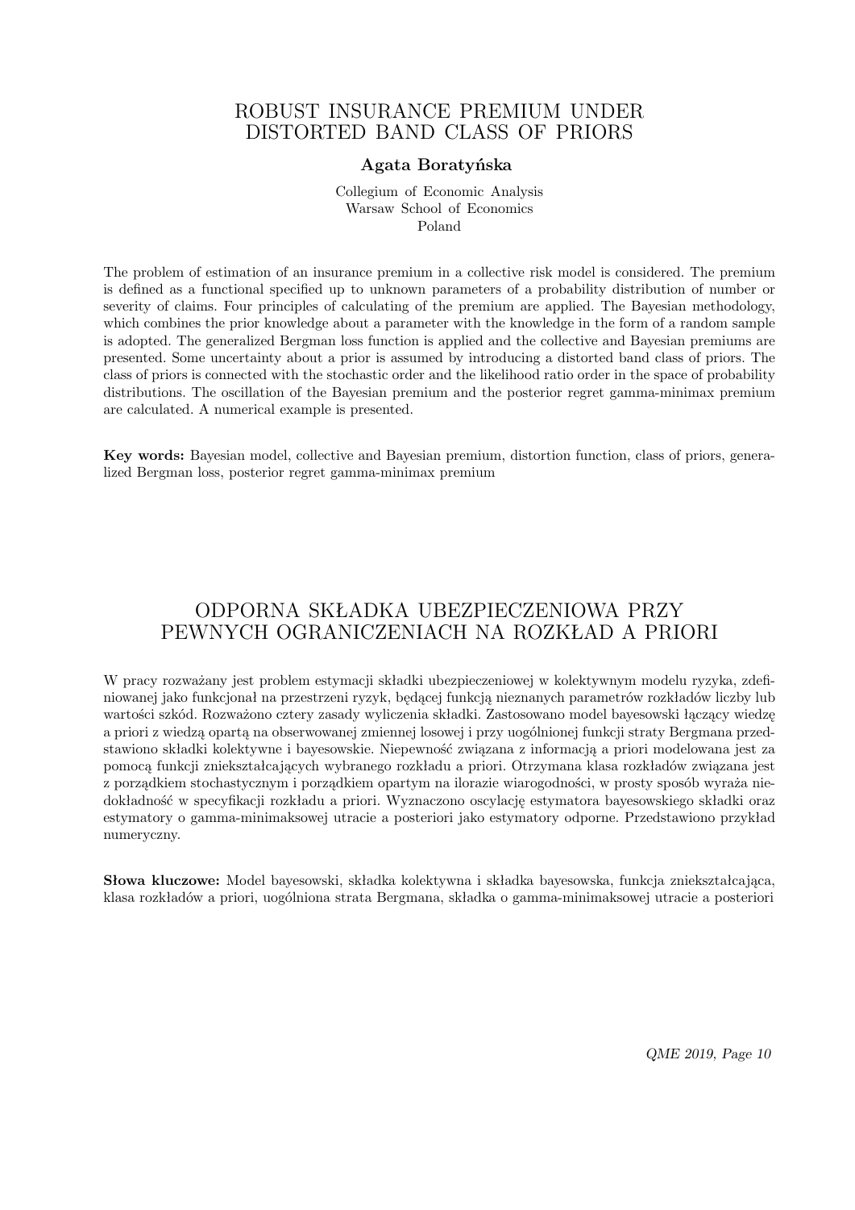# ROBUST INSURANCE PREMIUM UNDER DISTORTED BAND CLASS OF PRIORS

**Agata Boratyńska**

Collegium of Economic Analysis
Warsaw School of Economics
Poland

The problem of estimation of an insurance premium in a collective risk model is considered. The premium is defined as a functional specified up to unknown parameters of a probability distribution of number or severity of claims. Four principles of calculating of the premium are applied. The Bayesian methodology, which combines the prior knowledge about a parameter with the knowledge in the form of a random sample is adopted. The generalized Bergman loss function is applied and the collective and Bayesian premiums are presented. Some uncertainty about a prior is assumed by introducing a distorted band class of priors. The class of priors is connected with the stochastic order and the likelihood ratio order in the space of probability distributions. The oscillation of the Bayesian premium and the posterior regret gamma-minimax premium are calculated. A numerical example is presented.

**Key words:** Bayesian model, collective and Bayesian premium, distortion function, class of priors, generalized Bergman loss, posterior regret gamma-minimax premium

# ODPORNA SKŁADKA UBEZPIECZENIOWA PRZY PEWNYCH OGRANICZENIACH NA ROZKŁAD A PRIORI

W pracy rozważany jest problem estymacji składki ubezpieczeniowej w kolektywnym modelu ryzyka, zdefiniowanej jako funkcjonał na przestrzeni ryzyk, będącej funkcją nieznanych parametrów rozkładów liczby lub wartości szkód. Rozważono cztery zasady wyliczenia składki. Zastosowano model bayesowski łączący wiedzę a priori z wiedzą opartą na obserwowanej zmiennej losowej i przy uogólnionej funkcji straty Bergmana przedstawiono składki kolektywne i bayesowskie. Niepewność związana z informacją a priori modelowana jest za pomocą funkcji zniekształcających wybranego rozkładu a priori. Otrzymana klasa rozkładów związana jest z porządkiem stochastycznym i porządkiem opartym na ilorazie wiarogodności, w prosty sposób wyraża niedokładność w specyfikacji rozkładu a priori. Wyznaczono oscylację estymatora bayesowskiego składki oraz estymatory o gamma-minimaksowej utracie a posteriori jako estymatory odporne. Przedstawiono przykład numeryczny.

**Słowa kluczowe:** Model bayesowski, składka kolektywna i składka bayesowska, funkcja zniekształcająca, klasa rozkładów a priori, uogólniona strata Bergmana, składka o gamma-minimaksowej utracie a posteriori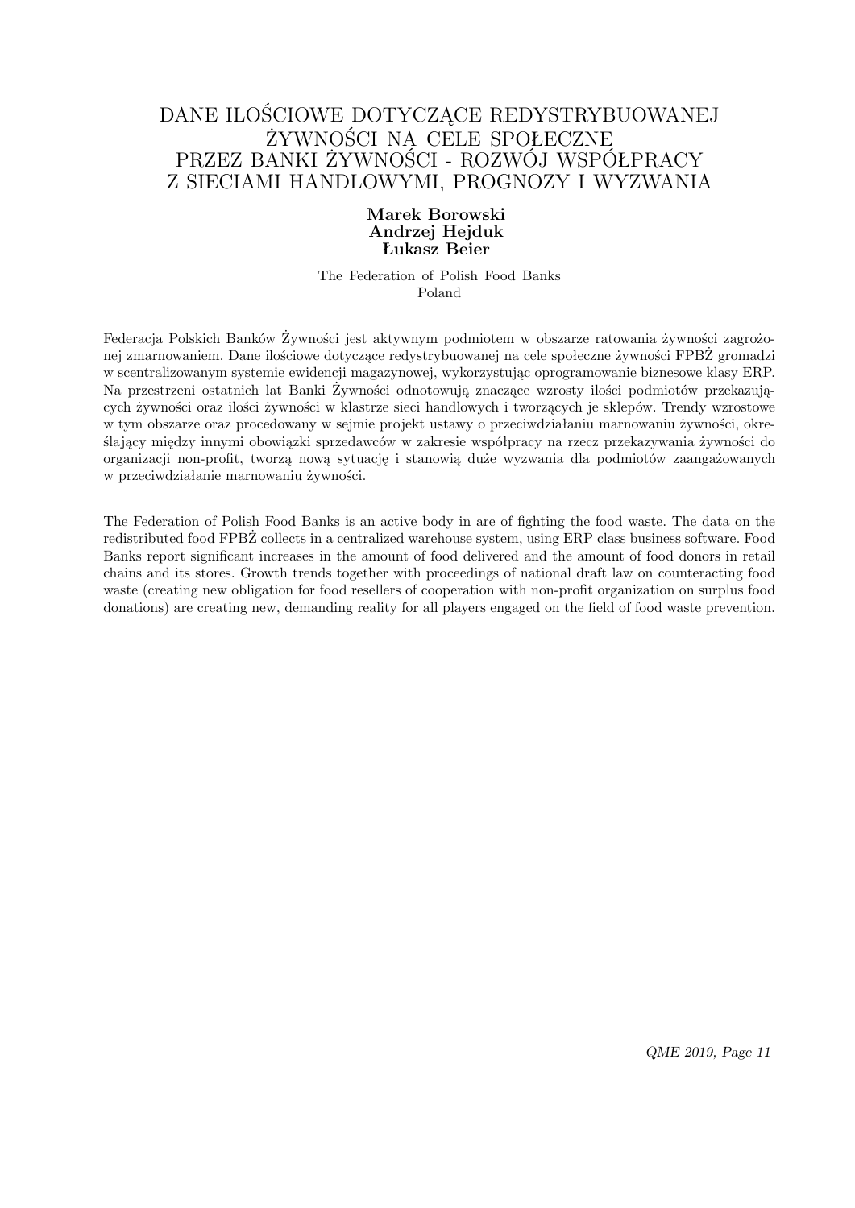# DANE ILOŚCIOWE DOTYCZĄCE REDYSTRYBUOWANEJ ŻYWNOŚCI NA CELE SPOŁECZNE PRZEZ BANKI ŻYWNOŚCI - ROZWÓJ WSPÓŁPRACY Z SIECIAMI HANDLOWYMI, PROGNOZY I WYZWANIA

**Marek Borowski**
**Andrzej Hejduk**
**Łukasz Beier**

The Federation of Polish Food Banks
Poland

Federacja Polskich Banków Żywności jest aktywnym podmiotem w obszarze ratowania żywności zagrożonej zmarnowaniem. Dane ilościowe dotyczące redystrybuowanej na cele społeczne żywności FPBŻ gromadzi w scentralizowanym systemie ewidencji magazynowej, wykorzystując oprogramowanie biznesowe klasy ERP. Na przestrzeni ostatnich lat Banki Żywności odnotowują znaczące wzrosty ilości podmiotów przekazujących żywności oraz ilości żywności w klastrze sieci handlowych i tworzących je sklepów. Trendy wzrostowe w tym obszarze oraz procedowany w sejmie projekt ustawy o przeciwdziałaniu marnowaniu żywności, określający między innymi obowiązki sprzedawców w zakresie współpracy na rzecz przekazywania żywności do organizacji non-profit, tworzą nową sytuację i stanowią duże wyzwania dla podmiotów zaangażowanych w przeciwdziałanie marnowaniu żywności.

The Federation of Polish Food Banks is an active body in are of fighting the food waste. The data on the redistributed food FPBŻ collects in a centralized warehouse system, using ERP class business software. Food Banks report significant increases in the amount of food delivered and the amount of food donors in retail chains and its stores. Growth trends together with proceedings of national draft law on counteracting food waste (creating new obligation for food resellers of cooperation with non-profit organization on surplus food donations) are creating new, demanding reality for all players engaged on the field of food waste prevention.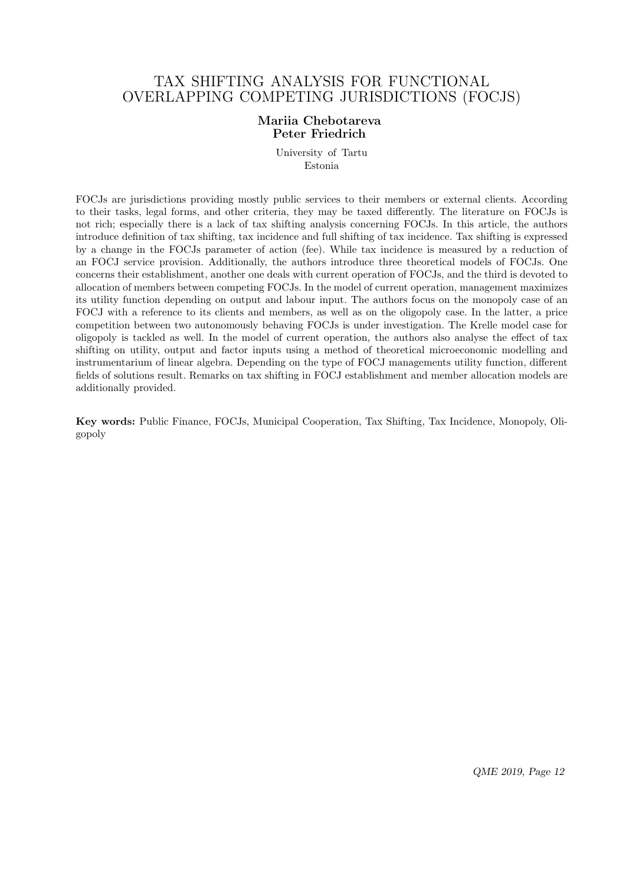# TAX SHIFTING ANALYSIS FOR FUNCTIONAL OVERLAPPING COMPETING JURISDICTIONS (FOCJS)

**Mariia Chebotareva**
**Peter Friedrich**

University of Tartu
Estonia

FOCJs are jurisdictions providing mostly public services to their members or external clients. According to their tasks, legal forms, and other criteria, they may be taxed differently. The literature on FOCJs is not rich; especially there is a lack of tax shifting analysis concerning FOCJs. In this article, the authors introduce definition of tax shifting, tax incidence and full shifting of tax incidence. Tax shifting is expressed by a change in the FOCJs parameter of action (fee). While tax incidence is measured by a reduction of an FOCJ service provision. Additionally, the authors introduce three theoretical models of FOCJs. One concerns their establishment, another one deals with current operation of FOCJs, and the third is devoted to allocation of members between competing FOCJs. In the model of current operation, management maximizes its utility function depending on output and labour input. The authors focus on the monopoly case of an FOCJ with a reference to its clients and members, as well as on the oligopoly case. In the latter, a price competition between two autonomously behaving FOCJs is under investigation. The Krelle model case for oligopoly is tackled as well. In the model of current operation, the authors also analyse the effect of tax shifting on utility, output and factor inputs using a method of theoretical microeconomic modelling and instrumentarium of linear algebra. Depending on the type of FOCJ managements utility function, different fields of solutions result. Remarks on tax shifting in FOCJ establishment and member allocation models are additionally provided.

**Key words:** Public Finance, FOCJs, Municipal Cooperation, Tax Shifting, Tax Incidence, Monopoly, Oligopoly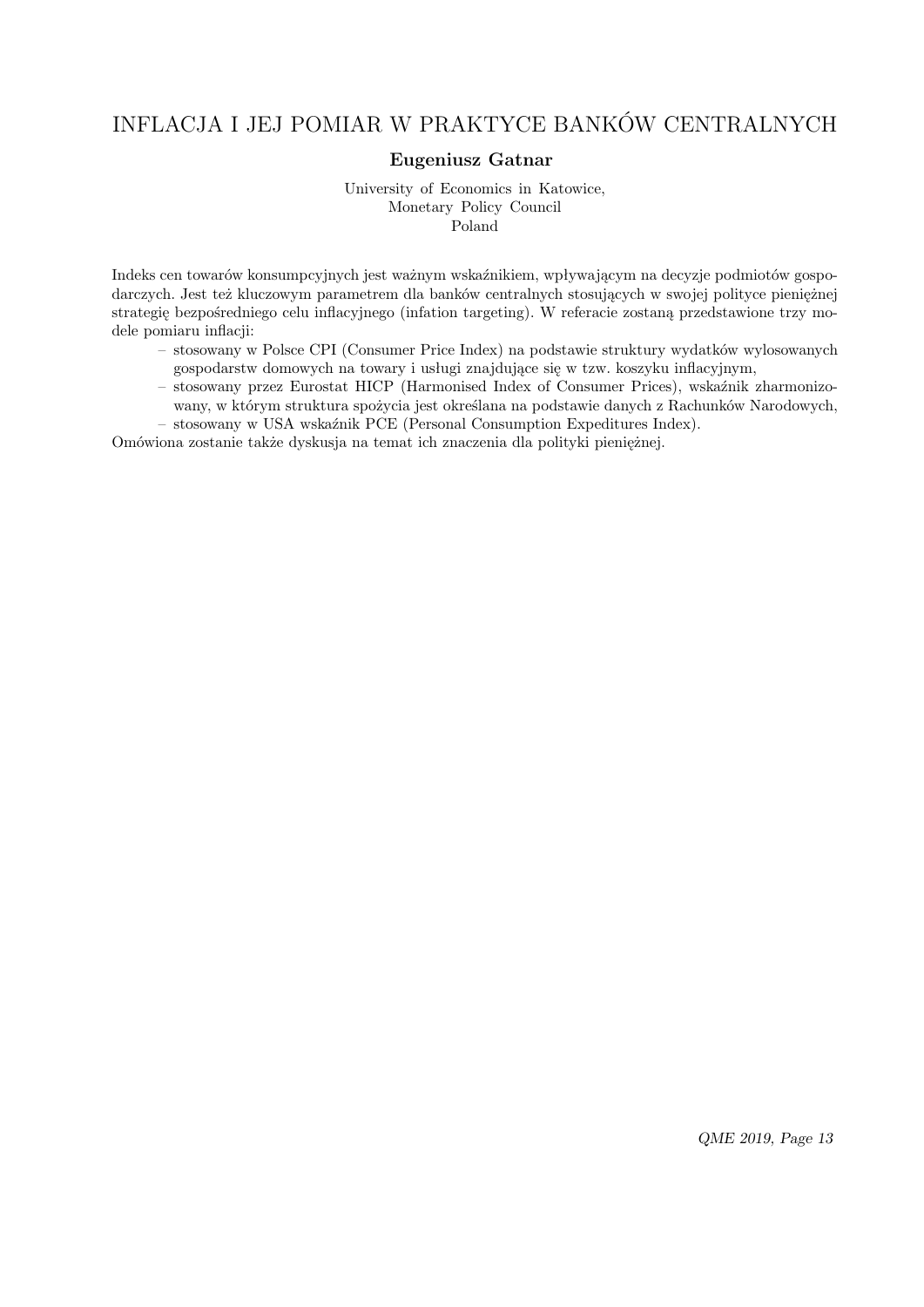# INFLACJA I JEJ POMIAR W PRAKTYCE BANKÓW CENTRALNYCH

**Eugeniusz Gatnar**

University of Economics in Katowice,
Monetary Policy Council
Poland

Indeks cen towarów konsumpcyjnych jest ważnym wskaźnikiem, wpływającym na decyzje podmiotów gospodarczych. Jest też kluczowym parametrem dla banków centralnych stosujących w swojej polityce pieniężnej strategię bezpośredniego celu inflacyjnego (infation targeting). W referacie zostaną przedstawione trzy modele pomiaru inflacji:

– stosowany w Polsce CPI (Consumer Price Index) na podstawie struktury wydatków wylosowanych gospodarstw domowych na towary i usługi znajdujące się w tzw. koszyku inflacyjnym,
– stosowany przez Eurostat HICP (Harmonised Index of Consumer Prices), wskaźnik zharmonizowany, w którym struktura spożycia jest określana na podstawie danych z Rachunków Narodowych,
– stosowany w USA wskaźnik PCE (Personal Consumption Expeditures Index).

Omówiona zostanie także dyskusja na temat ich znaczenia dla polityki pieniężnej.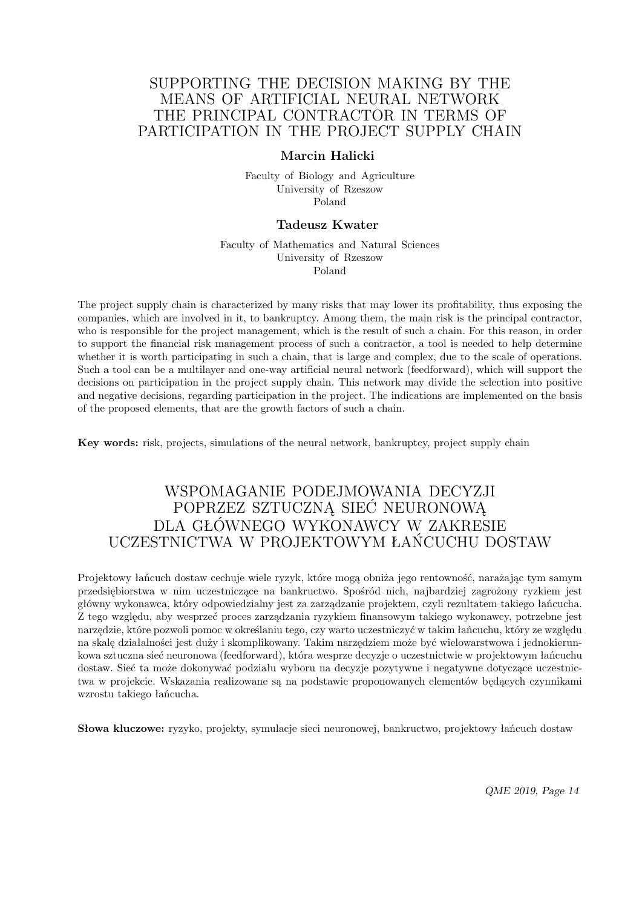# SUPPORTING THE DECISION MAKING BY THE MEANS OF ARTIFICIAL NEURAL NETWORK THE PRINCIPAL CONTRACTOR IN TERMS OF PARTICIPATION IN THE PROJECT SUPPLY CHAIN

**Marcin Halicki**

Faculty of Biology and Agriculture
University of Rzeszow
Poland

**Tadeusz Kwater**

Faculty of Mathematics and Natural Sciences
University of Rzeszow
Poland

The project supply chain is characterized by many risks that may lower its profitability, thus exposing the companies, which are involved in it, to bankruptcy. Among them, the main risk is the principal contractor, who is responsible for the project management, which is the result of such a chain. For this reason, in order to support the financial risk management process of such a contractor, a tool is needed to help determine whether it is worth participating in such a chain, that is large and complex, due to the scale of operations. Such a tool can be a multilayer and one-way artificial neural network (feedforward), which will support the decisions on participation in the project supply chain. This network may divide the selection into positive and negative decisions, regarding participation in the project. The indications are implemented on the basis of the proposed elements, that are the growth factors of such a chain.

**Key words:** risk, projects, simulations of the neural network, bankruptcy, project supply chain

# WSPOMAGANIE PODEJMOWANIA DECYZJI POPRZEZ SZTUCZNĄ SIEĆ NEURONOWĄ DLA GŁÓWNEGO WYKONAWCY W ZAKRESIE UCZESTNICTWA W PROJEKTOWYM ŁAŃCUCHU DOSTAW

Projektowy łańcuch dostaw cechuje wiele ryzyk, które mogą obniża jego rentowność, narażając tym samym przedsiębiorstwa w nim uczestniczące na bankructwo. Spośród nich, najbardziej zagrożony ryzkiem jest główny wykonawca, który odpowiedzialny jest za zarządzanie projektem, czyli rezultatem takiego łańcucha. Z tego względu, aby wesprzeć proces zarządzania ryzykiem finansowym takiego wykonawcy, potrzebne jest narzędzie, które pozwoli pomoc w określaniu tego, czy warto uczestniczyć w takim łańcuchu, który ze względu na skalę działalności jest duży i skomplikowany. Takim narzędziem może być wielowarstwowa i jednokierunkowa sztuczna sieć neuronowa (feedforward), która wesprze decyzje o uczestnictwie w projektowym łańcuchu dostaw. Sieć ta może dokonywać podziału wyboru na decyzje pozytywne i negatywne dotyczące uczestnictwa w projekcie. Wskazania realizowane są na podstawie proponowanych elementów będących czynnikami wzrostu takiego łańcucha.

**Słowa kluczowe:** ryzyko, projekty, symulacje sieci neuronowej, bankructwo, projektowy łańcuch dostaw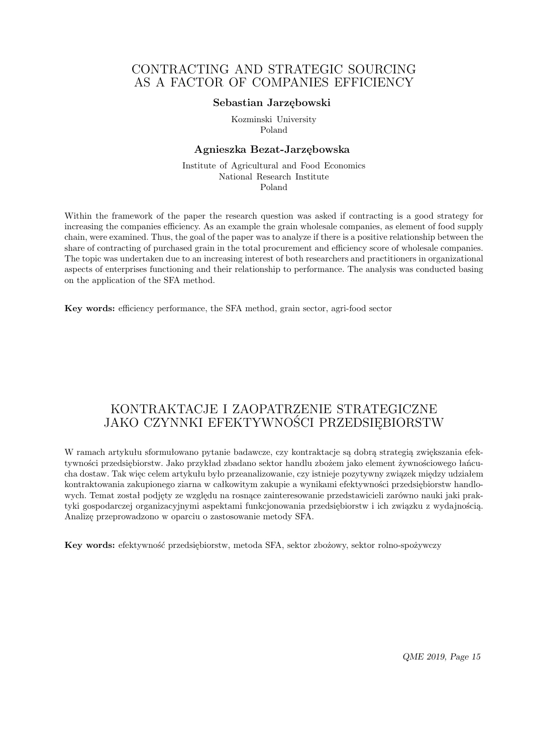# CONTRACTING AND STRATEGIC SOURCING AS A FACTOR OF COMPANIES EFFICIENCY

**Sebastian Jarzębowski**

Kozminski University
Poland

**Agnieszka Bezat-Jarzębowska**

Institute of Agricultural and Food Economics
National Research Institute
Poland

Within the framework of the paper the research question was asked if contracting is a good strategy for increasing the companies efficiency. As an example the grain wholesale companies, as element of food supply chain, were examined. Thus, the goal of the paper was to analyze if there is a positive relationship between the share of contracting of purchased grain in the total procurement and efficiency score of wholesale companies. The topic was undertaken due to an increasing interest of both researchers and practitioners in organizational aspects of enterprises functioning and their relationship to performance. The analysis was conducted basing on the application of the SFA method.

**Key words:** efficiency performance, the SFA method, grain sector, agri-food sector

# KONTRAKTACJE I ZAOPATRZENIE STRATEGICZNE JAKO CZYNNKI EFEKTYWNOŚCI PRZEDSIĘBIORSTW

W ramach artykułu sformułowano pytanie badawcze, czy kontraktacje są dobrą strategią zwiększania efektywności przedsiębiorstw. Jako przykład zbadano sektor handlu zbożem jako element żywnościowego łańcucha dostaw. Tak więc celem artykułu było przeanalizowanie, czy istnieje pozytywny związek między udziałem kontraktowania zakupionego ziarna w całkowitym zakupie a wynikami efektywności przedsiębiorstw handlowych. Temat został podjęty ze względu na rosnące zainteresowanie przedstawicieli zarówno nauki jaki praktyki gospodarczej organizacyjnymi aspektami funkcjonowania przedsiębiorstw i ich związku z wydajnością. Analizę przeprowadzono w oparciu o zastosowanie metody SFA.

**Key words:** efektywność przedsiębiorstw, metoda SFA, sektor zbożowy, sektor rolno-spożywczy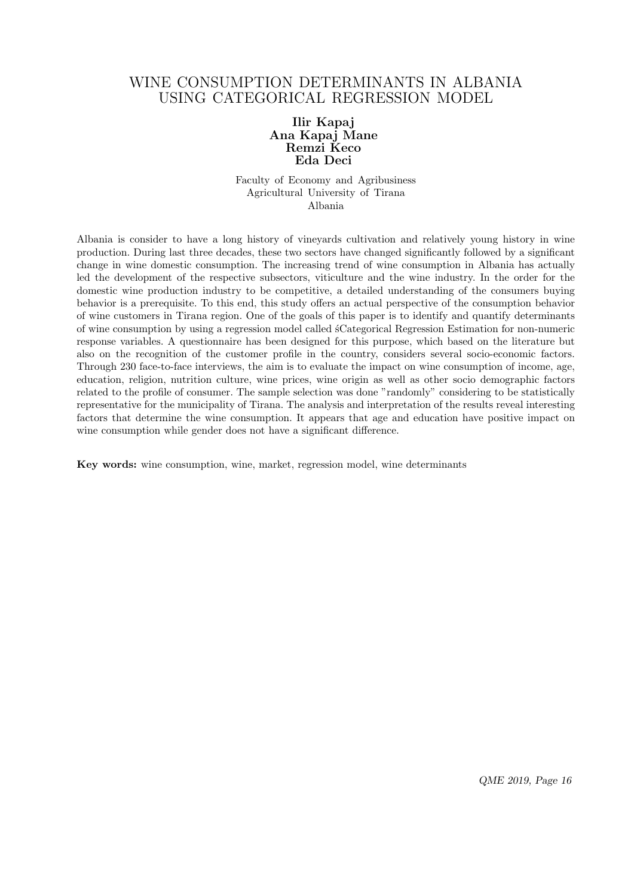# WINE CONSUMPTION DETERMINANTS IN ALBANIA USING CATEGORICAL REGRESSION MODEL

**Ilir Kapaj**
**Ana Kapaj Mane**
**Remzi Keco**
**Eda Deci**

Faculty of Economy and Agribusiness
Agricultural University of Tirana
Albania

Albania is consider to have a long history of vineyards cultivation and relatively young history in wine production. During last three decades, these two sectors have changed significantly followed by a significant change in wine domestic consumption. The increasing trend of wine consumption in Albania has actually led the development of the respective subsectors, viticulture and the wine industry. In the order for the domestic wine production industry to be competitive, a detailed understanding of the consumers buying behavior is a prerequisite. To this end, this study offers an actual perspective of the consumption behavior of wine customers in Tirana region. One of the goals of this paper is to identify and quantify determinants of wine consumption by using a regression model called śCategorical Regression Estimation for non-numeric response variables. A questionnaire has been designed for this purpose, which based on the literature but also on the recognition of the customer profile in the country, considers several socio-economic factors. Through 230 face-to-face interviews, the aim is to evaluate the impact on wine consumption of income, age, education, religion, nutrition culture, wine prices, wine origin as well as other socio demographic factors related to the profile of consumer. The sample selection was done "randomly" considering to be statistically representative for the municipality of Tirana. The analysis and interpretation of the results reveal interesting factors that determine the wine consumption. It appears that age and education have positive impact on wine consumption while gender does not have a significant difference.

**Key words:** wine consumption, wine, market, regression model, wine determinants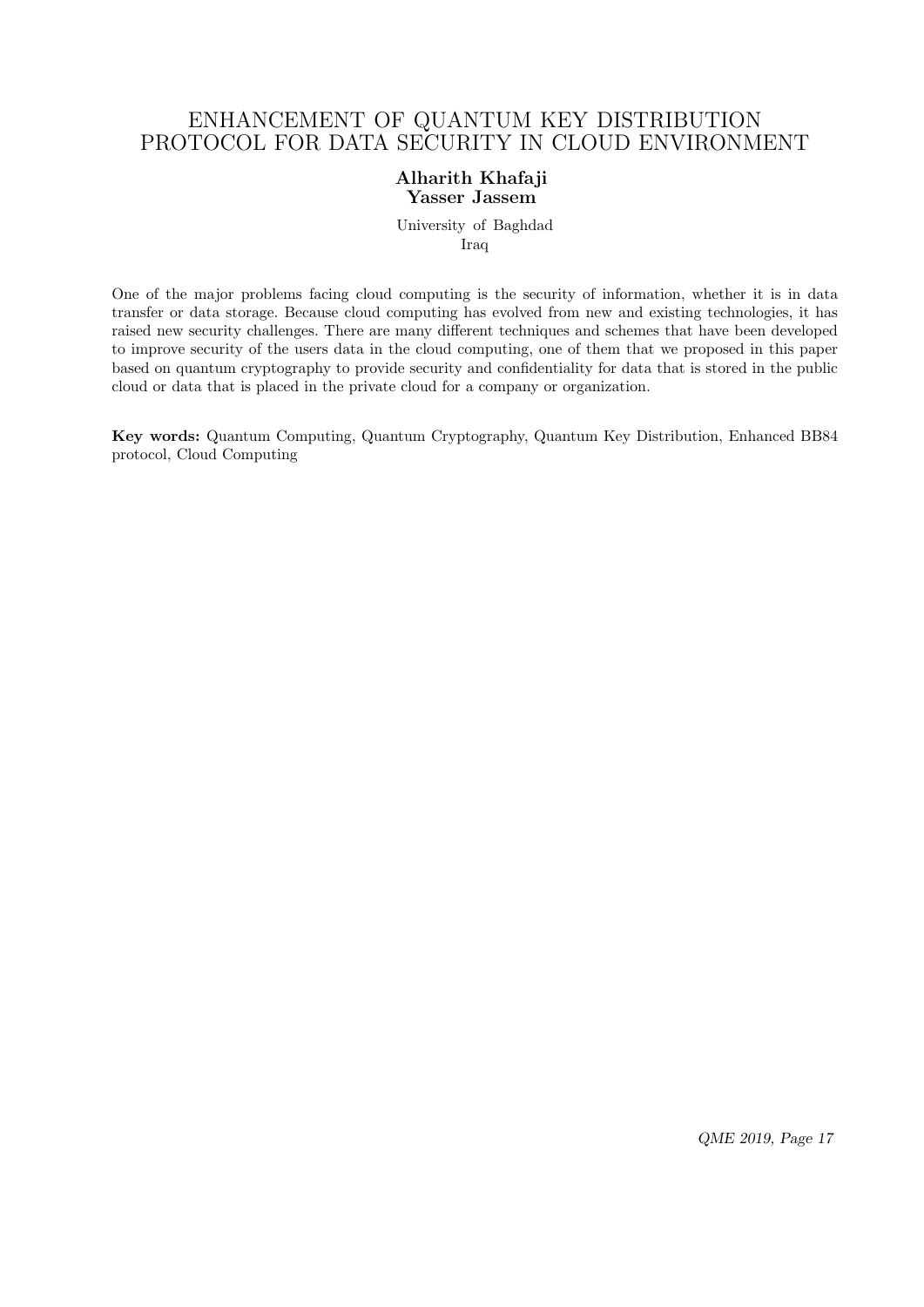# ENHANCEMENT OF QUANTUM KEY DISTRIBUTION PROTOCOL FOR DATA SECURITY IN CLOUD ENVIRONMENT

**Alharith Khafaji**
**Yasser Jassem**

University of Baghdad
Iraq

One of the major problems facing cloud computing is the security of information, whether it is in data transfer or data storage. Because cloud computing has evolved from new and existing technologies, it has raised new security challenges. There are many different techniques and schemes that have been developed to improve security of the users data in the cloud computing, one of them that we proposed in this paper based on quantum cryptography to provide security and confidentiality for data that is stored in the public cloud or data that is placed in the private cloud for a company or organization.

**Key words:** Quantum Computing, Quantum Cryptography, Quantum Key Distribution, Enhanced BB84 protocol, Cloud Computing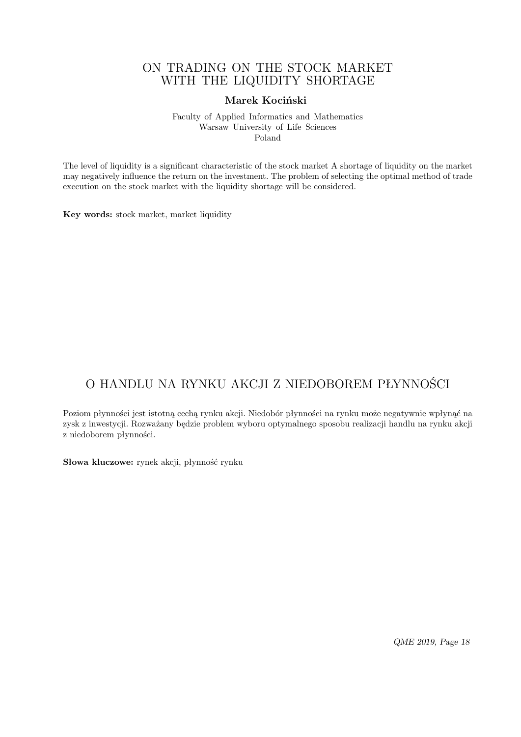# ON TRADING ON THE STOCK MARKET WITH THE LIQUIDITY SHORTAGE

**Marek Kociński**

Faculty of Applied Informatics and Mathematics
Warsaw University of Life Sciences
Poland

The level of liquidity is a significant characteristic of the stock market A shortage of liquidity on the market may negatively influence the return on the investment. The problem of selecting the optimal method of trade execution on the stock market with the liquidity shortage will be considered.

**Key words:** stock market, market liquidity

# O HANDLU NA RYNKU AKCJI Z NIEDOBOREM PŁYNNOŚCI

Poziom płynności jest istotną cechą rynku akcji. Niedobór płynności na rynku może negatywnie wpłynąć na zysk z inwestycji. Rozważany będzie problem wyboru optymalnego sposobu realizacji handlu na rynku akcji z niedoborem płynności.

**Słowa kluczowe:** rynek akcji, płynność rynku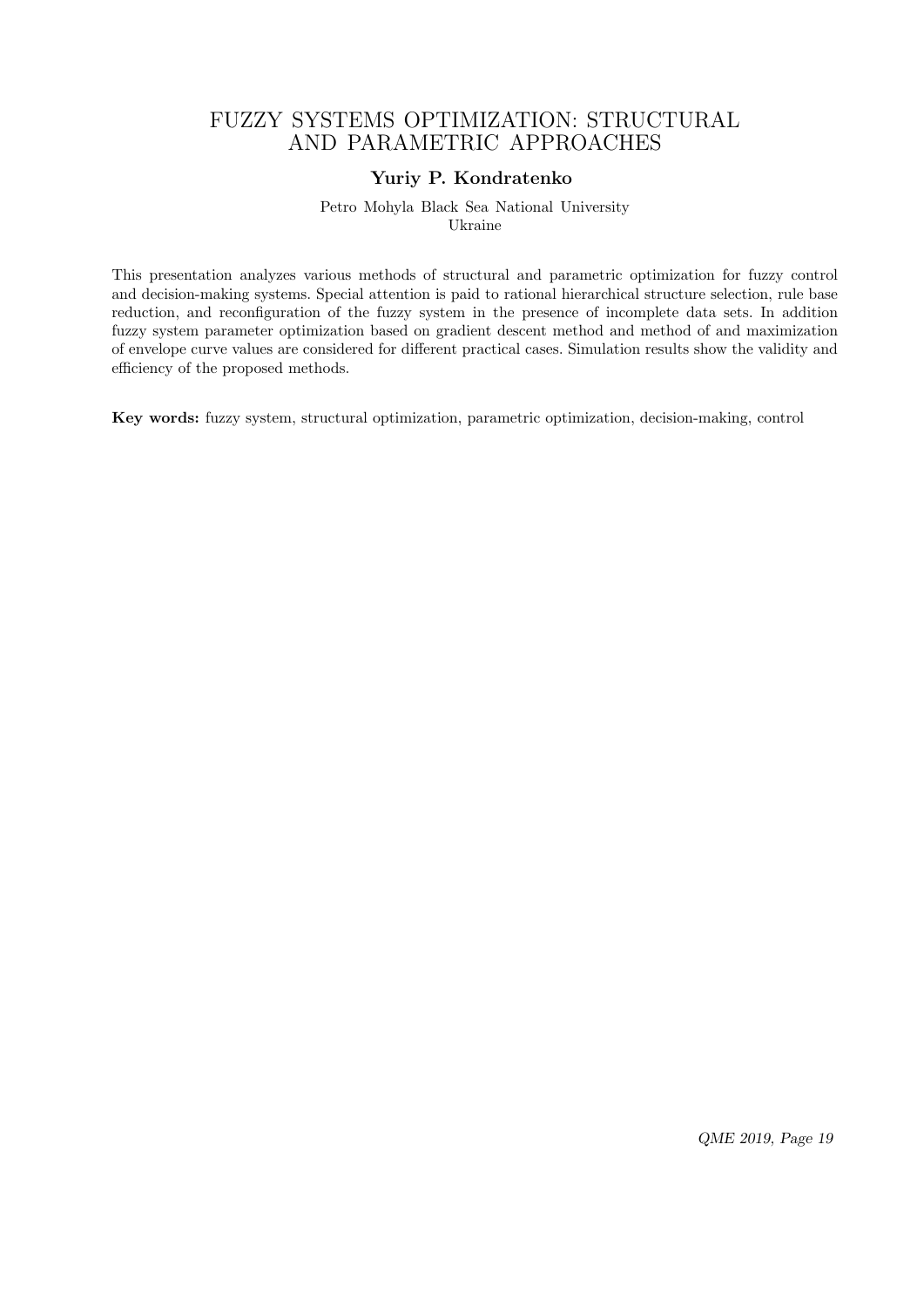# FUZZY SYSTEMS OPTIMIZATION: STRUCTURAL AND PARAMETRIC APPROACHES

**Yuriy P. Kondratenko**

Petro Mohyla Black Sea National University
Ukraine

This presentation analyzes various methods of structural and parametric optimization for fuzzy control and decision-making systems. Special attention is paid to rational hierarchical structure selection, rule base reduction, and reconfiguration of the fuzzy system in the presence of incomplete data sets. In addition fuzzy system parameter optimization based on gradient descent method and method of and maximization of envelope curve values are considered for different practical cases. Simulation results show the validity and efficiency of the proposed methods.

**Key words:** fuzzy system, structural optimization, parametric optimization, decision-making, control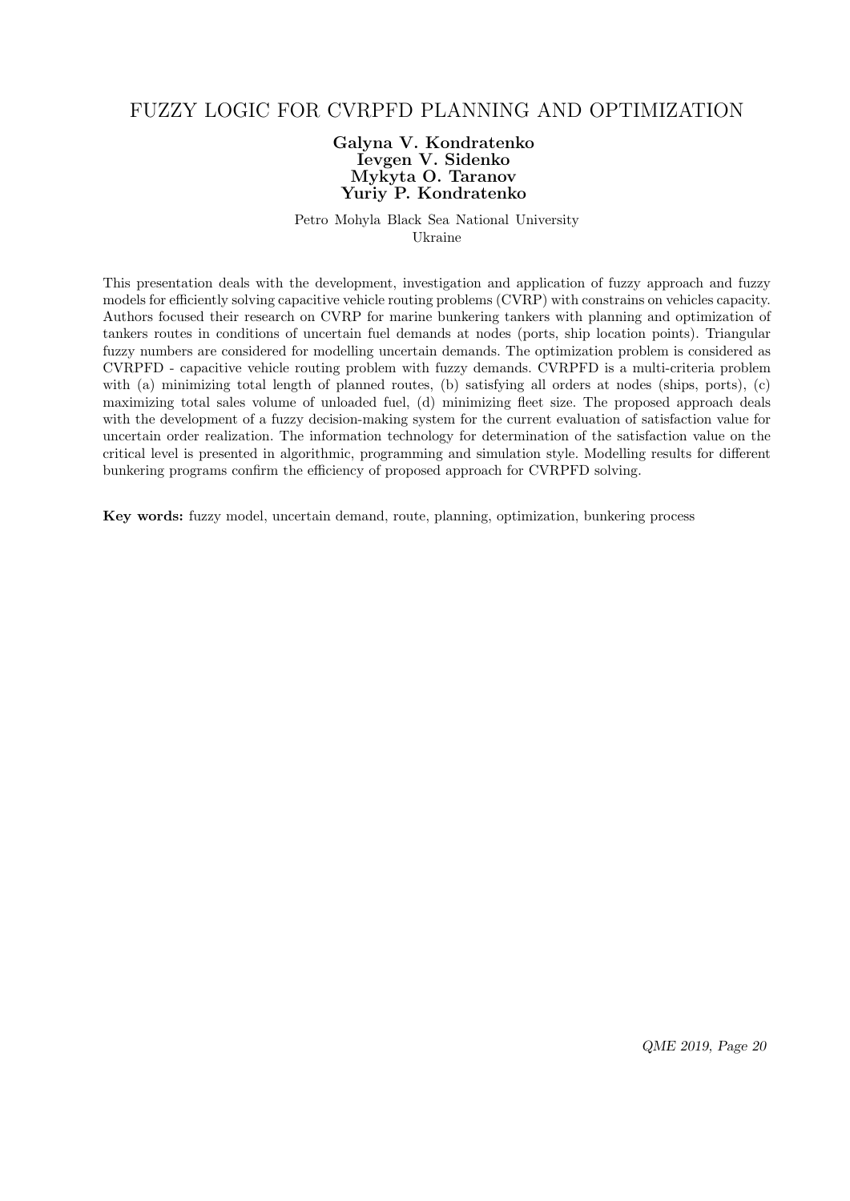# FUZZY LOGIC FOR CVRPFD PLANNING AND OPTIMIZATION

**Galyna V. Kondratenko**
**Ievgen V. Sidenko**
**Mykyta O. Taranov**
**Yuriy P. Kondratenko**

Petro Mohyla Black Sea National University
Ukraine

This presentation deals with the development, investigation and application of fuzzy approach and fuzzy models for efficiently solving capacitive vehicle routing problems (CVRP) with constrains on vehicles capacity. Authors focused their research on CVRP for marine bunkering tankers with planning and optimization of tankers routes in conditions of uncertain fuel demands at nodes (ports, ship location points). Triangular fuzzy numbers are considered for modelling uncertain demands. The optimization problem is considered as CVRPFD - capacitive vehicle routing problem with fuzzy demands. CVRPFD is a multi-criteria problem with (a) minimizing total length of planned routes, (b) satisfying all orders at nodes (ships, ports), (c) maximizing total sales volume of unloaded fuel, (d) minimizing fleet size. The proposed approach deals with the development of a fuzzy decision-making system for the current evaluation of satisfaction value for uncertain order realization. The information technology for determination of the satisfaction value on the critical level is presented in algorithmic, programming and simulation style. Modelling results for different bunkering programs confirm the efficiency of proposed approach for CVRPFD solving.

**Key words:** fuzzy model, uncertain demand, route, planning, optimization, bunkering process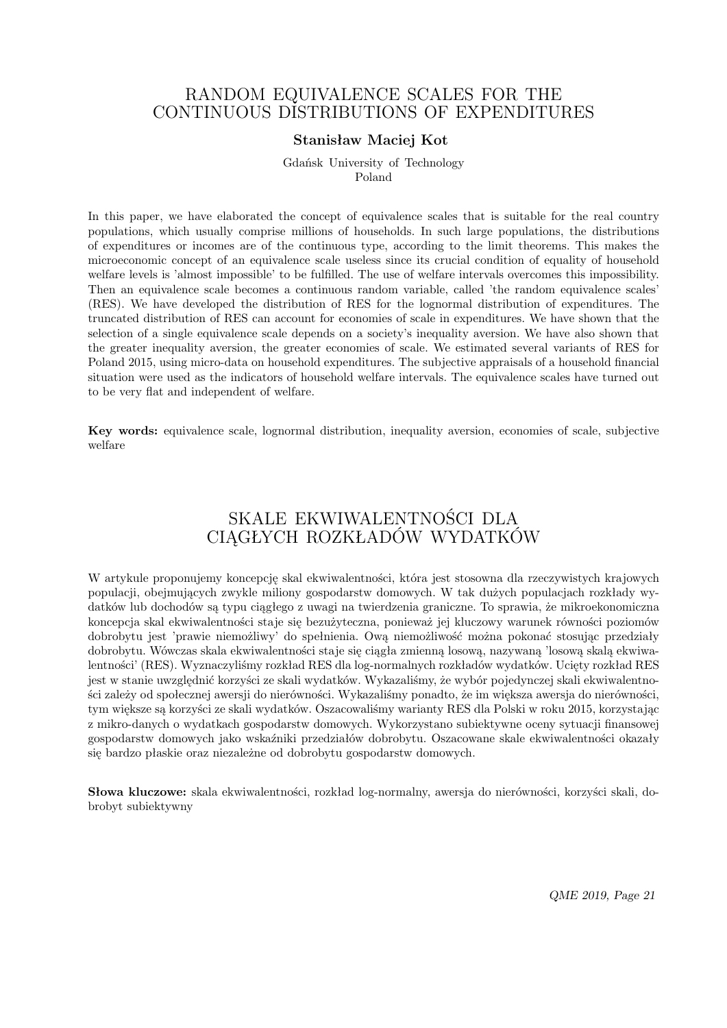# RANDOM EQUIVALENCE SCALES FOR THE CONTINUOUS DISTRIBUTIONS OF EXPENDITURES

**Stanisław Maciej Kot**

Gdańsk University of Technology
Poland

In this paper, we have elaborated the concept of equivalence scales that is suitable for the real country populations, which usually comprise millions of households. In such large populations, the distributions of expenditures or incomes are of the continuous type, according to the limit theorems. This makes the microeconomic concept of an equivalence scale useless since its crucial condition of equality of household welfare levels is 'almost impossible' to be fulfilled. The use of welfare intervals overcomes this impossibility. Then an equivalence scale becomes a continuous random variable, called 'the random equivalence scales' (RES). We have developed the distribution of RES for the lognormal distribution of expenditures. The truncated distribution of RES can account for economies of scale in expenditures. We have shown that the selection of a single equivalence scale depends on a society's inequality aversion. We have also shown that the greater inequality aversion, the greater economies of scale. We estimated several variants of RES for Poland 2015, using micro-data on household expenditures. The subjective appraisals of a household financial situation were used as the indicators of household welfare intervals. The equivalence scales have turned out to be very flat and independent of welfare.

**Key words:** equivalence scale, lognormal distribution, inequality aversion, economies of scale, subjective welfare

# SKALE EKWIWALENTNOŚCI DLA CIĄGŁYCH ROZKŁADÓW WYDATKÓW

W artykule proponujemy koncepcję skal ekwiwalentności, która jest stosowna dla rzeczywistych krajowych populacji, obejmujących zwykle miliony gospodarstw domowych. W tak dużych populacjach rozkłady wydatków lub dochodów są typu ciągłego z uwagi na twierdzenia graniczne. To sprawia, że mikroekonomiczna koncepcja skal ekwiwalentności staje się bezużyteczna, ponieważ jej kluczowy warunek równości poziomów dobrobytu jest 'prawie niemożliwy' do spełnienia. Ową niemożliwość można pokonać stosując przedziały dobrobytu. Wówczas skala ekwiwalentności staje się ciągłą zmienną losową, nazywaną 'losową skalą ekwiwalentności' (RES). Wyznaczyliśmy rozkład RES dla log-normalnych rozkładów wydatków. Ucięty rozkład RES jest w stanie uwzględnić korzyści ze skali wydatków. Wykazaliśmy, że wybór pojedynczej skali ekwiwalentności zależy od społecznej awersji do nierówności. Wykazaliśmy ponadto, że im większa awersja do nierówności, tym większe są korzyści ze skali wydatków. Oszacowaliśmy warianty RES dla Polski w roku 2015, korzystając z mikro-danych o wydatkach gospodarstw domowych. Wykorzystano subiektywne oceny sytuacji finansowej gospodarstw domowych jako wskaźniki przedziałów dobrobytu. Oszacowane skale ekwiwalentności okazały się bardzo płaskie oraz niezależne od dobrobytu gospodarstw domowych.

**Słowa kluczowe:** skala ekwiwalentności, rozkład log-normalny, awersja do nierówności, korzyści skali, dobrobyt subiektywny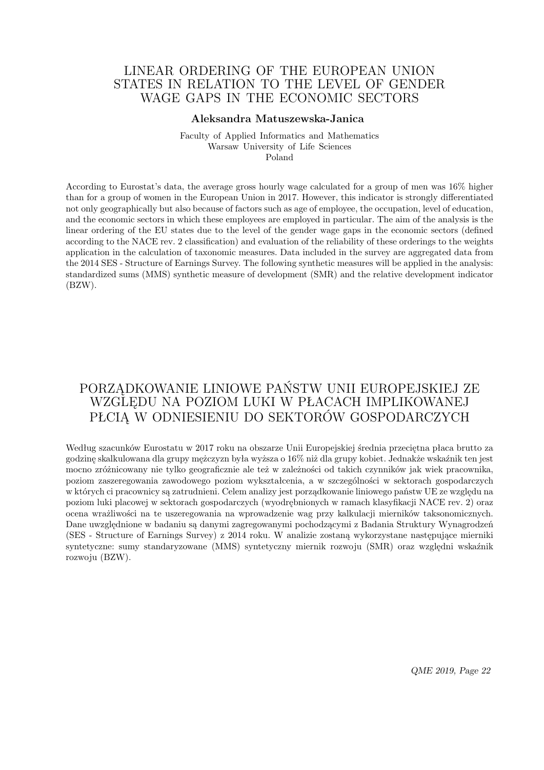# LINEAR ORDERING OF THE EUROPEAN UNION STATES IN RELATION TO THE LEVEL OF GENDER WAGE GAPS IN THE ECONOMIC SECTORS

**Aleksandra Matuszewska-Janica**

Faculty of Applied Informatics and Mathematics
Warsaw University of Life Sciences
Poland

According to Eurostat's data, the average gross hourly wage calculated for a group of men was 16% higher than for a group of women in the European Union in 2017. However, this indicator is strongly differentiated not only geographically but also because of factors such as age of employee, the occupation, level of education, and the economic sectors in which these employees are employed in particular. The aim of the analysis is the linear ordering of the EU states due to the level of the gender wage gaps in the economic sectors (defined according to the NACE rev. 2 classification) and evaluation of the reliability of these orderings to the weights application in the calculation of taxonomic measures. Data included in the survey are aggregated data from the 2014 SES - Structure of Earnings Survey. The following synthetic measures will be applied in the analysis: standardized sums (MMS) synthetic measure of development (SMR) and the relative development indicator (BZW).

# PORZĄDKOWANIE LINIOWE PAŃSTW UNII EUROPEJSKIEJ ZE WZGLĘDU NA POZIOM LUKI W PŁACACH IMPLIKOWANEJ PŁCIĄ W ODNIESIENIU DO SEKTORÓW GOSPODARCZYCH

Według szacunków Eurostatu w 2017 roku na obszarze Unii Europejskiej średnia przeciętna płaca brutto za godzinę skalkulowana dla grupy mężczyzn była wyższa o 16% niż dla grupy kobiet. Jednakże wskaźnik ten jest mocno zróżnicowany nie tylko geograficznie ale też w zależności od takich czynników jak wiek pracownika, poziom zaszeregowania zawodowego poziom wykształcenia, a w szczególności w sektorach gospodarczych w których ci pracownicy są zatrudnieni. Celem analizy jest porządkowanie liniowego państw UE ze względu na poziom luki placowej w sektorach gospodarczych (wyodrębnionych w ramach klasyfikacji NACE rev. 2) oraz ocena wrażliwości na te uszeregowania na wprowadzenie wag przy kalkulacji mierników taksonomicznych. Dane uwzględnione w badaniu są danymi zagregowanymi pochodzącymi z Badania Struktury Wynagrodzeń (SES - Structure of Earnings Survey) z 2014 roku. W analizie zostaną wykorzystane następujące mierniki syntetyczne: sumy standaryzowane (MMS) syntetyczny miernik rozwoju (SMR) oraz względni wskaźnik rozwoju (BZW).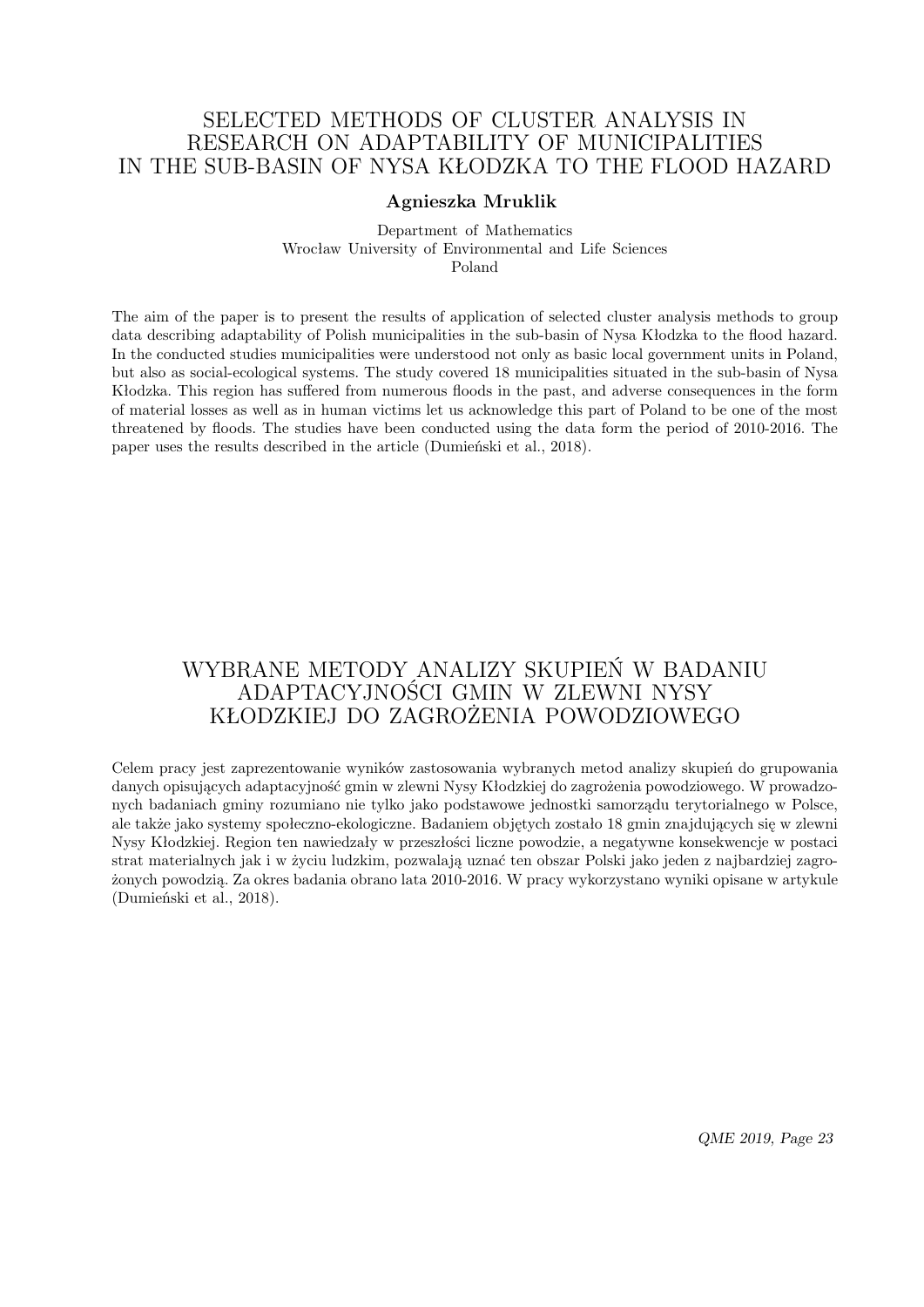# SELECTED METHODS OF CLUSTER ANALYSIS IN RESEARCH ON ADAPTABILITY OF MUNICIPALITIES IN THE SUB-BASIN OF NYSA KŁODZKA TO THE FLOOD HAZARD

**Agnieszka Mruklik**

Department of Mathematics
Wrocław University of Environmental and Life Sciences
Poland

The aim of the paper is to present the results of application of selected cluster analysis methods to group data describing adaptability of Polish municipalities in the sub-basin of Nysa Kłodzka to the flood hazard. In the conducted studies municipalities were understood not only as basic local government units in Poland, but also as social-ecological systems. The study covered 18 municipalities situated in the sub-basin of Nysa Kłodzka. This region has suffered from numerous floods in the past, and adverse consequences in the form of material losses as well as in human victims let us acknowledge this part of Poland to be one of the most threatened by floods. The studies have been conducted using the data form the period of 2010-2016. The paper uses the results described in the article (Dumieński et al., 2018).

# WYBRANE METODY ANALIZY SKUPIEŃ W BADANIU ADAPTACYJNOŚCI GMIN W ZLEWNI NYSY KŁODZKIEJ DO ZAGROŻENIA POWODZIOWEGO

Celem pracy jest zaprezentowanie wyników zastosowania wybranych metod analizy skupień do grupowania danych opisujących adaptacyjność gmin w zlewni Nysy Kłodzkiej do zagrożenia powodziowego. W prowadzonych badaniach gminy rozumiano nie tylko jako podstawowe jednostki samorządu terytorialnego w Polsce, ale także jako systemy społeczno-ekologiczne. Badaniem objętych zostało 18 gmin znajdujących się w zlewni Nysy Kłodzkiej. Region ten nawiedzały w przeszłości liczne powodzie, a negatywne konsekwencje w postaci strat materialnych jak i w życiu ludzkim, pozwalają uznać ten obszar Polski jako jeden z najbardziej zagrożonych powodzią. Za okres badania obrano lata 2010-2016. W pracy wykorzystano wyniki opisane w artykule (Dumieński et al., 2018).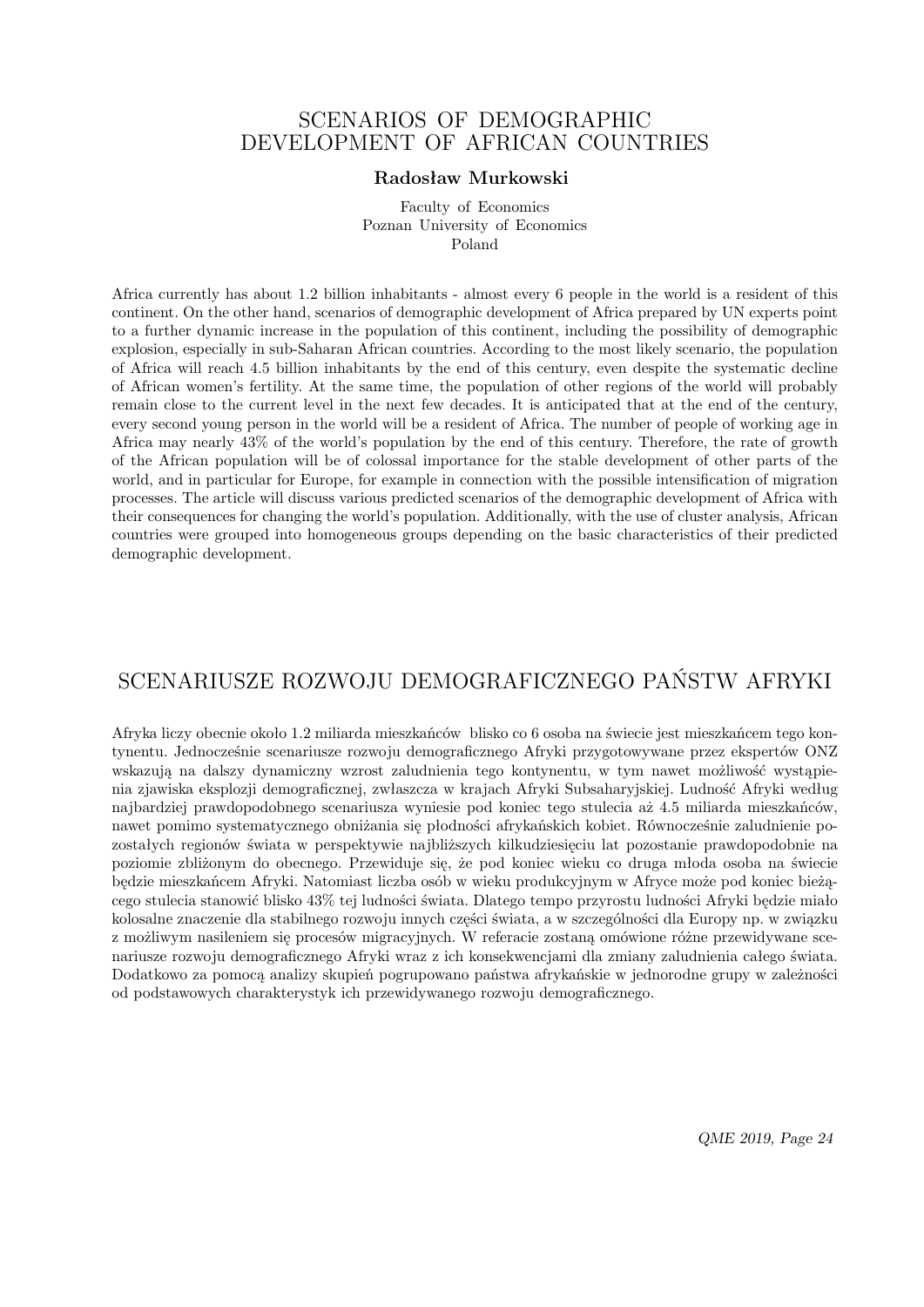# SCENARIOS OF DEMOGRAPHIC DEVELOPMENT OF AFRICAN COUNTRIES

**Radosław Murkowski**

Faculty of Economics
Poznan University of Economics
Poland

Africa currently has about 1.2 billion inhabitants - almost every 6 people in the world is a resident of this continent. On the other hand, scenarios of demographic development of Africa prepared by UN experts point to a further dynamic increase in the population of this continent, including the possibility of demographic explosion, especially in sub-Saharan African countries. According to the most likely scenario, the population of Africa will reach 4.5 billion inhabitants by the end of this century, even despite the systematic decline of African women's fertility. At the same time, the population of other regions of the world will probably remain close to the current level in the next few decades. It is anticipated that at the end of the century, every second young person in the world will be a resident of Africa. The number of people of working age in Africa may nearly 43% of the world's population by the end of this century. Therefore, the rate of growth of the African population will be of colossal importance for the stable development of other parts of the world, and in particular for Europe, for example in connection with the possible intensification of migration processes. The article will discuss various predicted scenarios of the demographic development of Africa with their consequences for changing the world's population. Additionally, with the use of cluster analysis, African countries were grouped into homogeneous groups depending on the basic characteristics of their predicted demographic development.

# SCENARIUSZE ROZWOJU DEMOGRAFICZNEGO PAŃSTW AFRYKI

Afryka liczy obecnie około 1.2 miliarda mieszkańców blisko co 6 osoba na świecie jest mieszkańcem tego kontynentu. Jednocześnie scenariusze rozwoju demograficznego Afryki przygotowywane przez ekspertów ONZ wskazują na dalszy dynamiczny wzrost zaludnienia tego kontynentu, w tym nawet możliwość wystąpienia zjawiska eksplozji demograficznej, zwłaszcza w krajach Afryki Subsaharyjskiej. Ludność Afryki według najbardziej prawdopodobnego scenariusza wyniesie pod koniec tego stulecia aż 4.5 miliarda mieszkańców, nawet pomimo systematycznego obniżania się płodności afrykańskich kobiet. Równocześnie zaludnienie pozostałych regionów świata w perspektywie najbliższych kilkudziesięciu lat pozostanie prawdopodobnie na poziomie zbliżonym do obecnego. Przewiduje się, że pod koniec wieku co druga młoda osoba na świecie będzie mieszkańcem Afryki. Natomiast liczba osób w wieku produkcyjnym w Afryce może pod koniec bieżącego stulecia stanowić blisko 43% tej ludności świata. Dlatego tempo przyrostu ludności Afryki będzie miało kolosalne znaczenie dla stabilnego rozwoju innych części świata, a w szczególności dla Europy np. w związku z możliwym nasileniem się procesów migracyjnych. W referacie zostaną omówione różne przewidywane scenariusze rozwoju demograficznego Afryki wraz z ich konsekwencjami dla zmiany zaludnienia całego świata. Dodatkowo za pomocą analizy skupień pogrupowano państwa afrykańskie w jednorodne grupy w zależności od podstawowych charakterystyk ich przewidywanego rozwoju demograficznego.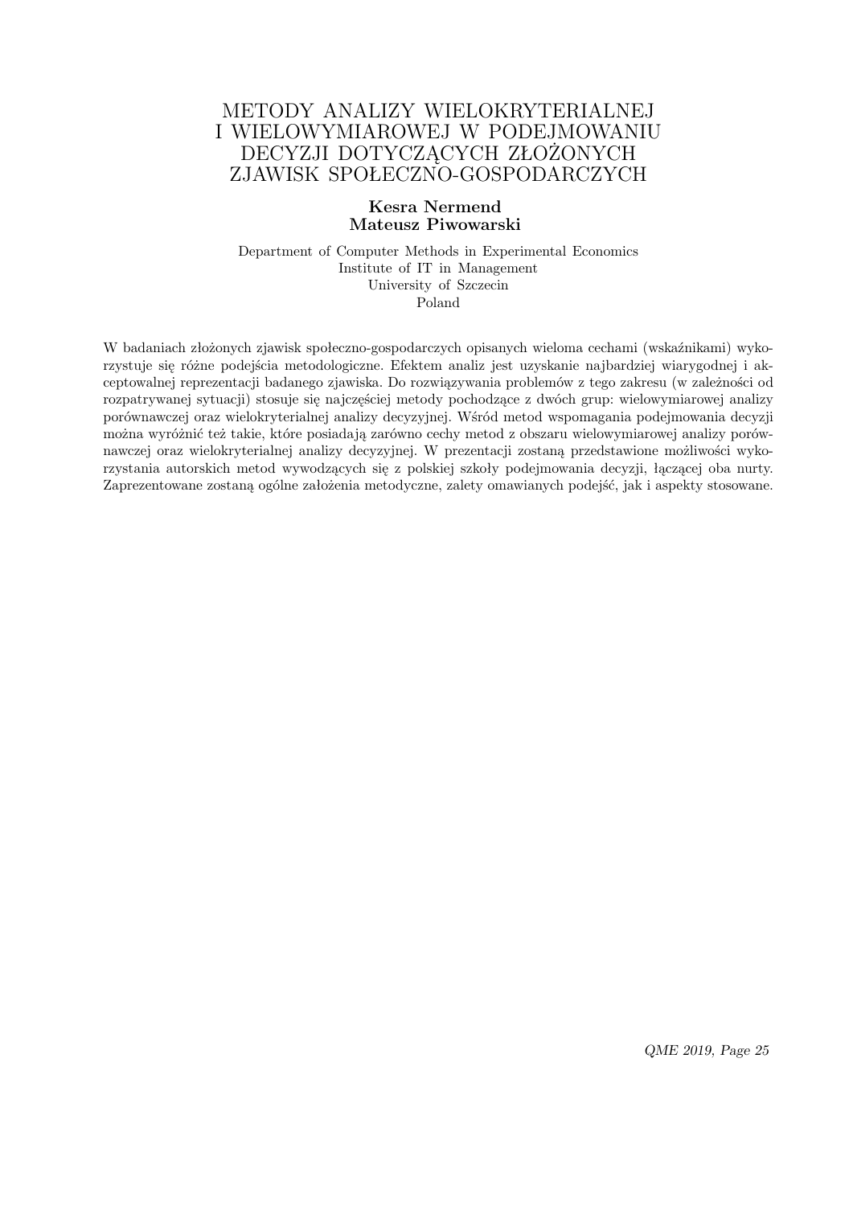# METODY ANALIZY WIELOKRYTERIALNEJ I WIELOWYMIAROWEJ W PODEJMOWANIU DECYZJI DOTYCZĄCYCH ZŁOŻONYCH ZJAWISK SPOŁECZNO-GOSPODARCZYCH

**Kesra Nermend**
**Mateusz Piwowarski**

Department of Computer Methods in Experimental Economics
Institute of IT in Management
University of Szczecin
Poland

W badaniach złożonych zjawisk społeczno-gospodarczych opisanych wieloma cechami (wskaźnikami) wykorzystuje się różne podejścia metodologiczne. Efektem analiz jest uzyskanie najbardziej wiarygodnej i akceptowalnej reprezentacji badanego zjawiska. Do rozwiązywania problemów z tego zakresu (w zależności od rozpatrywanej sytuacji) stosuje się najczęściej metody pochodzące z dwóch grup: wielowymiarowej analizy porównawczej oraz wielokryterialnej analizy decyzyjnej. Wśród metod wspomagania podejmowania decyzji można wyróżnić też takie, które posiadają zarówno cechy metod z obszaru wielowymiarowej analizy porównawczej oraz wielokryterialnej analizy decyzyjnej. W prezentacji zostaną przedstawione możliwości wykorzystania autorskich metod wywodzących się z polskiej szkoły podejmowania decyzji, łączącej oba nurty. Zaprezentowane zostaną ogólne założenia metodyczne, zalety omawianych podejść, jak i aspekty stosowane.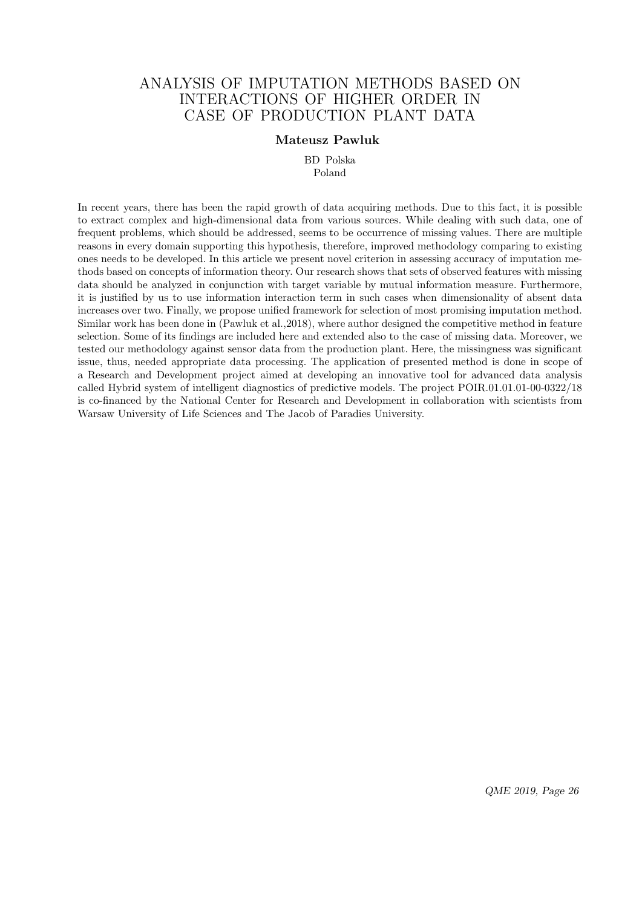# ANALYSIS OF IMPUTATION METHODS BASED ON INTERACTIONS OF HIGHER ORDER IN CASE OF PRODUCTION PLANT DATA

**Mateusz Pawluk**

BD Polska
Poland

In recent years, there has been the rapid growth of data acquiring methods. Due to this fact, it is possible to extract complex and high-dimensional data from various sources. While dealing with such data, one of frequent problems, which should be addressed, seems to be occurrence of missing values. There are multiple reasons in every domain supporting this hypothesis, therefore, improved methodology comparing to existing ones needs to be developed. In this article we present novel criterion in assessing accuracy of imputation methods based on concepts of information theory. Our research shows that sets of observed features with missing data should be analyzed in conjunction with target variable by mutual information measure. Furthermore, it is justified by us to use information interaction term in such cases when dimensionality of absent data increases over two. Finally, we propose unified framework for selection of most promising imputation method. Similar work has been done in (Pawluk et al.,2018), where author designed the competitive method in feature selection. Some of its findings are included here and extended also to the case of missing data. Moreover, we tested our methodology against sensor data from the production plant. Here, the missingness was significant issue, thus, needed appropriate data processing. The application of presented method is done in scope of a Research and Development project aimed at developing an innovative tool for advanced data analysis called Hybrid system of intelligent diagnostics of predictive models. The project POIR.01.01.01-00-0322/18 is co-financed by the National Center for Research and Development in collaboration with scientists from Warsaw University of Life Sciences and The Jacob of Paradies University.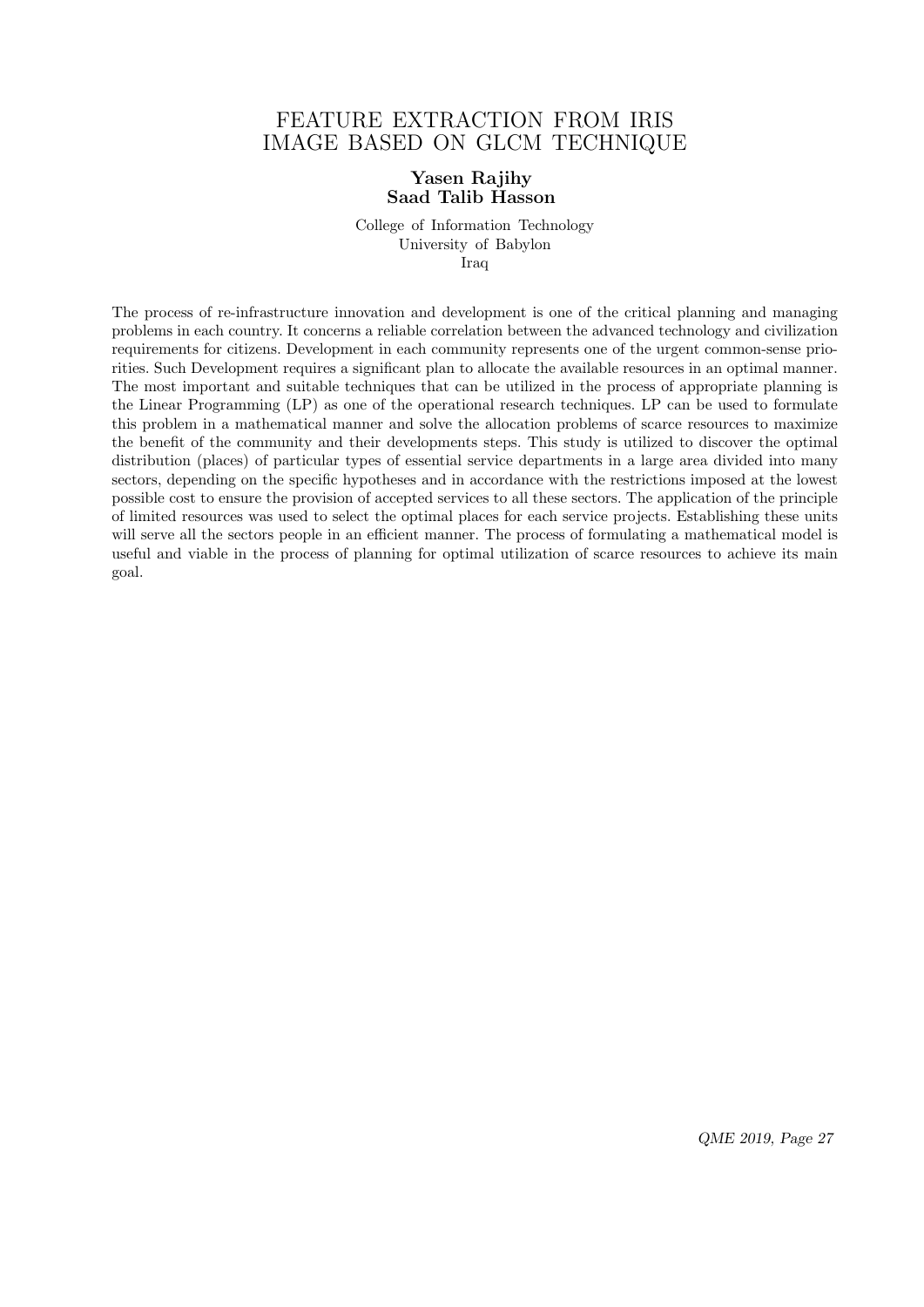# FEATURE EXTRACTION FROM IRIS IMAGE BASED ON GLCM TECHNIQUE

**Yasen Rajihy**
**Saad Talib Hasson**

College of Information Technology
University of Babylon
Iraq

The process of re-infrastructure innovation and development is one of the critical planning and managing problems in each country. It concerns a reliable correlation between the advanced technology and civilization requirements for citizens. Development in each community represents one of the urgent common-sense priorities. Such Development requires a significant plan to allocate the available resources in an optimal manner. The most important and suitable techniques that can be utilized in the process of appropriate planning is the Linear Programming (LP) as one of the operational research techniques. LP can be used to formulate this problem in a mathematical manner and solve the allocation problems of scarce resources to maximize the benefit of the community and their developments steps. This study is utilized to discover the optimal distribution (places) of particular types of essential service departments in a large area divided into many sectors, depending on the specific hypotheses and in accordance with the restrictions imposed at the lowest possible cost to ensure the provision of accepted services to all these sectors. The application of the principle of limited resources was used to select the optimal places for each service projects. Establishing these units will serve all the sectors people in an efficient manner. The process of formulating a mathematical model is useful and viable in the process of planning for optimal utilization of scarce resources to achieve its main goal.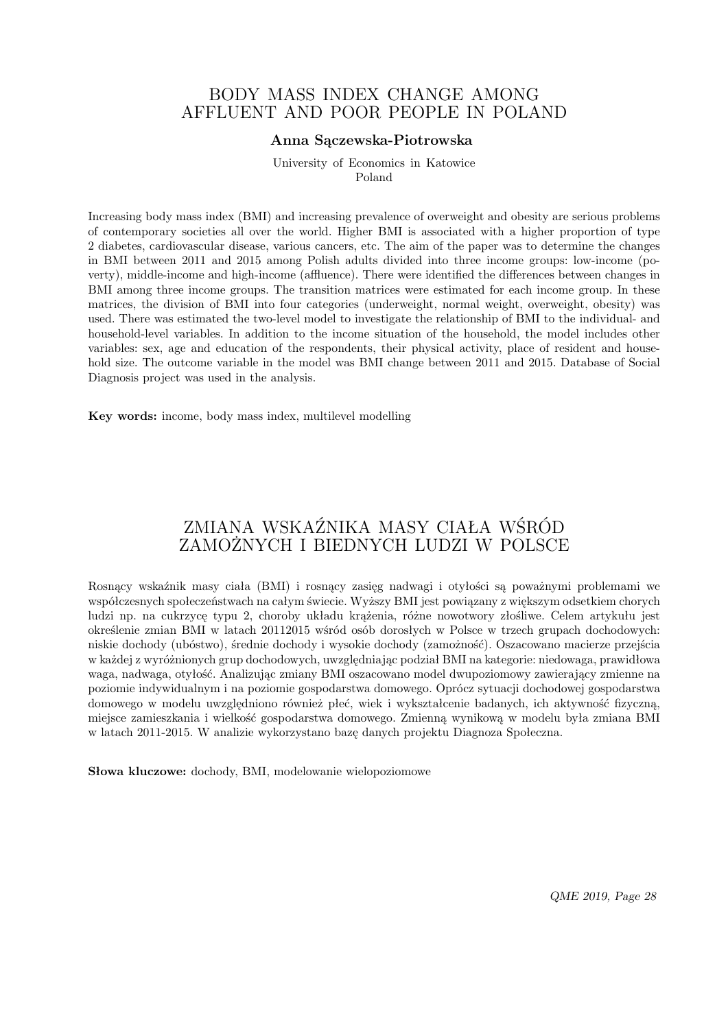# BODY MASS INDEX CHANGE AMONG AFFLUENT AND POOR PEOPLE IN POLAND

**Anna Sączewska-Piotrowska**

University of Economics in Katowice
Poland

Increasing body mass index (BMI) and increasing prevalence of overweight and obesity are serious problems of contemporary societies all over the world. Higher BMI is associated with a higher proportion of type 2 diabetes, cardiovascular disease, various cancers, etc. The aim of the paper was to determine the changes in BMI between 2011 and 2015 among Polish adults divided into three income groups: low-income (poverty), middle-income and high-income (affluence). There were identified the differences between changes in BMI among three income groups. The transition matrices were estimated for each income group. In these matrices, the division of BMI into four categories (underweight, normal weight, overweight, obesity) was used. There was estimated the two-level model to investigate the relationship of BMI to the individual- and household-level variables. In addition to the income situation of the household, the model includes other variables: sex, age and education of the respondents, their physical activity, place of resident and household size. The outcome variable in the model was BMI change between 2011 and 2015. Database of Social Diagnosis project was used in the analysis.

**Key words:** income, body mass index, multilevel modelling

# ZMIANA WSKAŹNIKA MASY CIAŁA WŚRÓD ZAMOŻNYCH I BIEDNYCH LUDZI W POLSCE

Rosnący wskaźnik masy ciała (BMI) i rosnący zasięg nadwagi i otyłości są poważnymi problemami we współczesnych społeczeństwach na całym świecie. Wyższy BMI jest powiązany z większym odsetkiem chorych ludzi np. na cukrzycę typu 2, choroby układu krążenia, różne nowotwory złośliwe. Celem artykułu jest określenie zmian BMI w latach 20112015 wśród osób dorosłych w Polsce w trzech grupach dochodowych: niskie dochody (ubóstwo), średnie dochody i wysokie dochody (zamożność). Oszacowano macierze przejścia w każdej z wyróżnionych grup dochodowych, uwzględniając podział BMI na kategorie: niedowaga, prawidłowa waga, nadwaga, otyłość. Analizując zmiany BMI oszacowano model dwupoziomowy zawierający zmienne na poziomie indywidualnym i na poziomie gospodarstwa domowego. Oprócz sytuacji dochodowej gospodarstwa domowego w modelu uwzględniono również płeć, wiek i wykształcenie badanych, ich aktywność fizyczną, miejsce zamieszkania i wielkość gospodarstwa domowego. Zmienną wynikową w modelu była zmiana BMI w latach 2011-2015. W analizie wykorzystano bazę danych projektu Diagnoza Społeczna.

**Słowa kluczowe:** dochody, BMI, modelowanie wielopoziomowe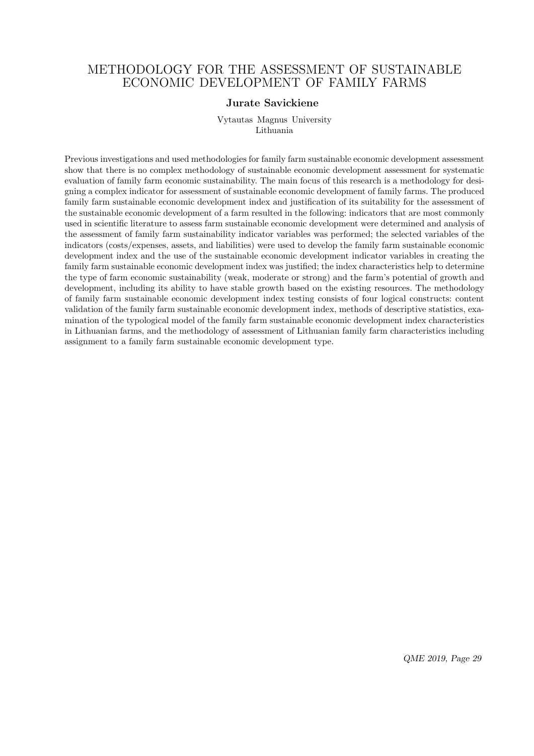# METHODOLOGY FOR THE ASSESSMENT OF SUSTAINABLE ECONOMIC DEVELOPMENT OF FAMILY FARMS

**Jurate Savickiene**

Vytautas Magnus University
Lithuania

Previous investigations and used methodologies for family farm sustainable economic development assessment show that there is no complex methodology of sustainable economic development assessment for systematic evaluation of family farm economic sustainability. The main focus of this research is a methodology for designing a complex indicator for assessment of sustainable economic development of family farms. The produced family farm sustainable economic development index and justification of its suitability for the assessment of the sustainable economic development of a farm resulted in the following: indicators that are most commonly used in scientific literature to assess farm sustainable economic development were determined and analysis of the assessment of family farm sustainability indicator variables was performed; the selected variables of the indicators (costs/expenses, assets, and liabilities) were used to develop the family farm sustainable economic development index and the use of the sustainable economic development indicator variables in creating the family farm sustainable economic development index was justified; the index characteristics help to determine the type of farm economic sustainability (weak, moderate or strong) and the farm's potential of growth and development, including its ability to have stable growth based on the existing resources. The methodology of family farm sustainable economic development index testing consists of four logical constructs: content validation of the family farm sustainable economic development index, methods of descriptive statistics, examination of the typological model of the family farm sustainable economic development index characteristics in Lithuanian farms, and the methodology of assessment of Lithuanian family farm characteristics including assignment to a family farm sustainable economic development type.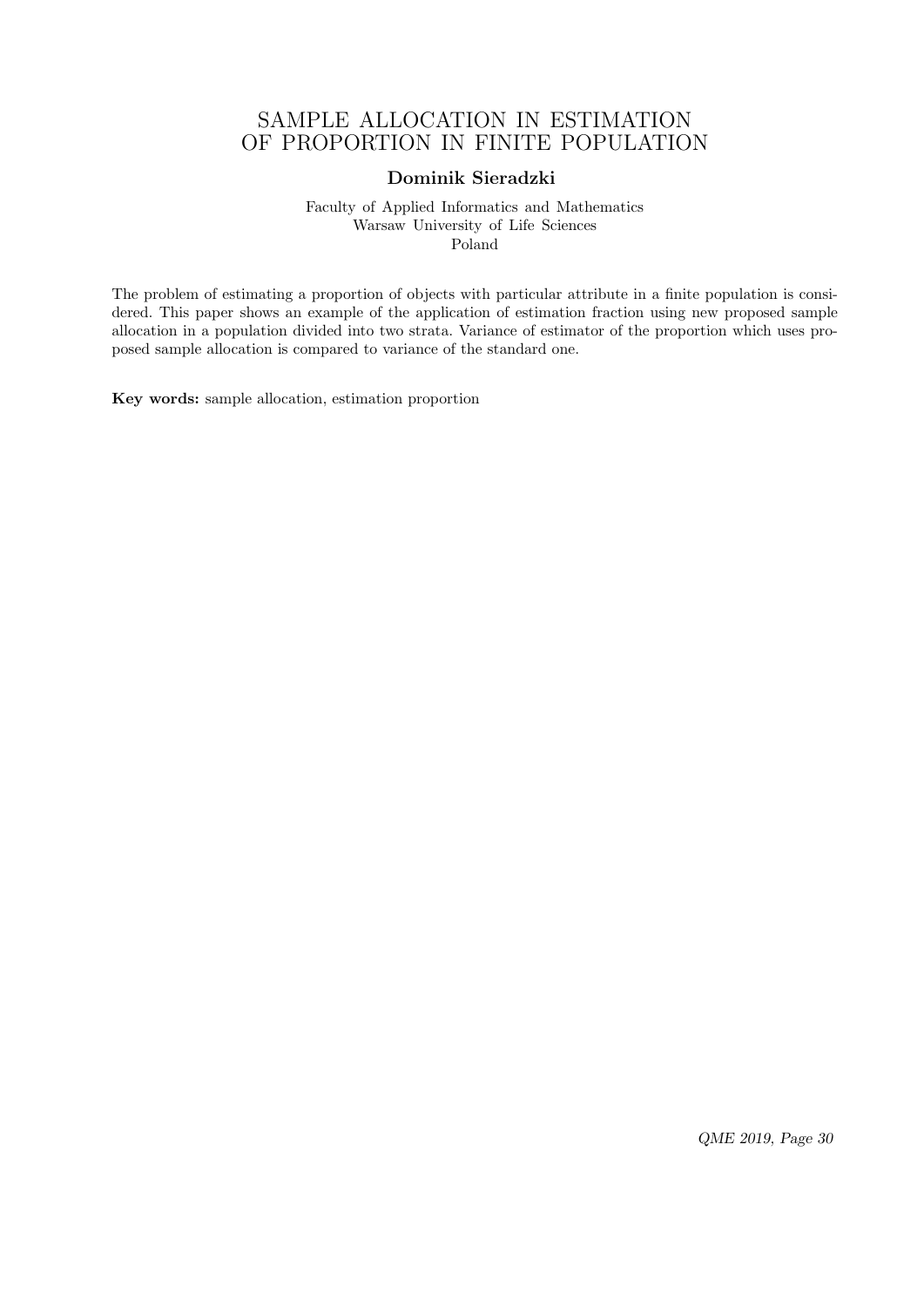# SAMPLE ALLOCATION IN ESTIMATION OF PROPORTION IN FINITE POPULATION

**Dominik Sieradzki**

Faculty of Applied Informatics and Mathematics
Warsaw University of Life Sciences
Poland

The problem of estimating a proportion of objects with particular attribute in a finite population is considered. This paper shows an example of the application of estimation fraction using new proposed sample allocation in a population divided into two strata. Variance of estimator of the proportion which uses proposed sample allocation is compared to variance of the standard one.

**Key words:** sample allocation, estimation proportion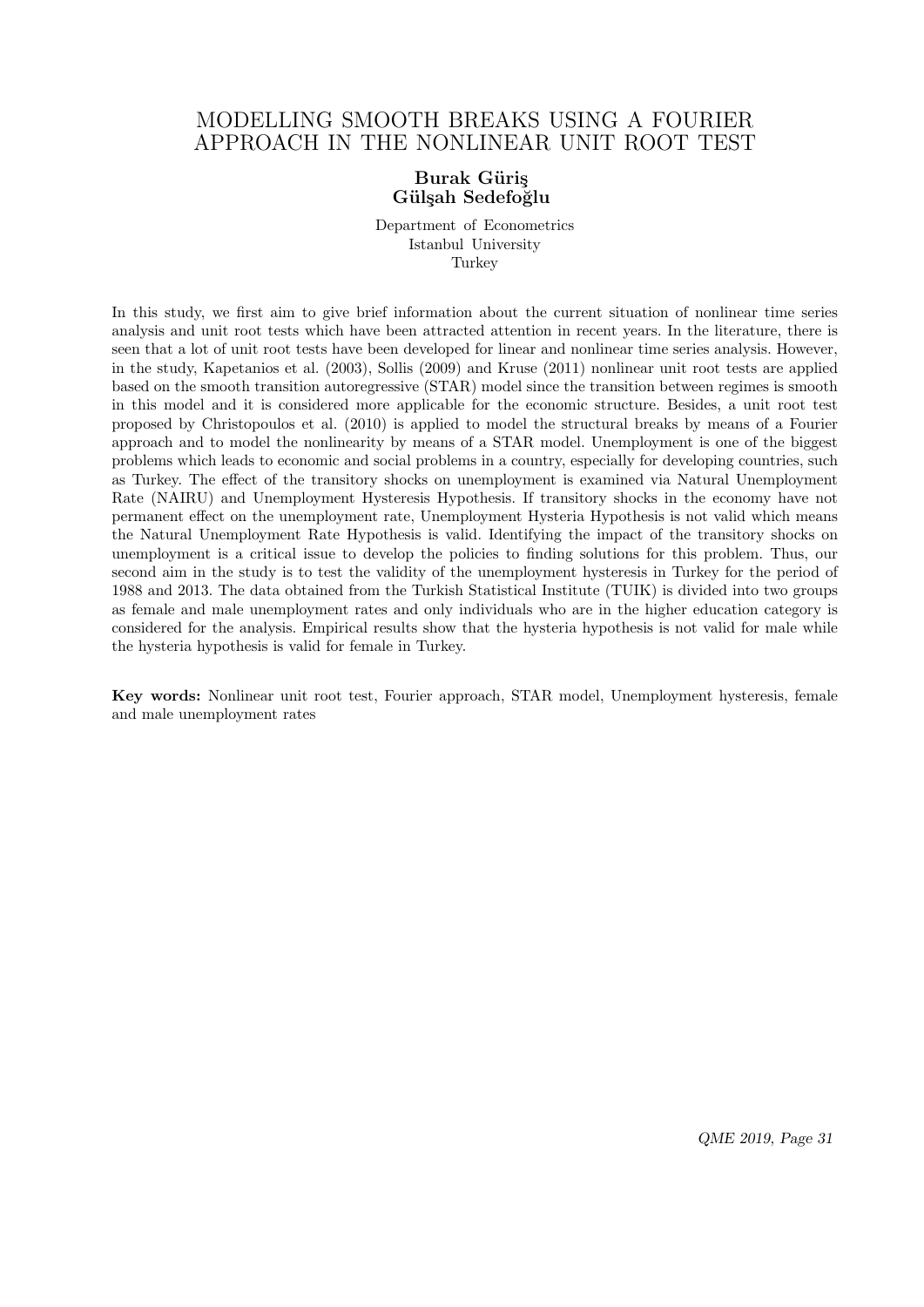# MODELLING SMOOTH BREAKS USING A FOURIER APPROACH IN THE NONLINEAR UNIT ROOT TEST

**Burak Güriş**
**Gülşah Sedefoğlu**

Department of Econometrics
Istanbul University
Turkey

In this study, we first aim to give brief information about the current situation of nonlinear time series analysis and unit root tests which have been attracted attention in recent years. In the literature, there is seen that a lot of unit root tests have been developed for linear and nonlinear time series analysis. However, in the study, Kapetanios et al. (2003), Sollis (2009) and Kruse (2011) nonlinear unit root tests are applied based on the smooth transition autoregressive (STAR) model since the transition between regimes is smooth in this model and it is considered more applicable for the economic structure. Besides, a unit root test proposed by Christopoulos et al. (2010) is applied to model the structural breaks by means of a Fourier approach and to model the nonlinearity by means of a STAR model. Unemployment is one of the biggest problems which leads to economic and social problems in a country, especially for developing countries, such as Turkey. The effect of the transitory shocks on unemployment is examined via Natural Unemployment Rate (NAIRU) and Unemployment Hysteresis Hypothesis. If transitory shocks in the economy have not permanent effect on the unemployment rate, Unemployment Hysteria Hypothesis is not valid which means the Natural Unemployment Rate Hypothesis is valid. Identifying the impact of the transitory shocks on unemployment is a critical issue to develop the policies to finding solutions for this problem. Thus, our second aim in the study is to test the validity of the unemployment hysteresis in Turkey for the period of 1988 and 2013. The data obtained from the Turkish Statistical Institute (TUIK) is divided into two groups as female and male unemployment rates and only individuals who are in the higher education category is considered for the analysis. Empirical results show that the hysteria hypothesis is not valid for male while the hysteria hypothesis is valid for female in Turkey.

**Key words:** Nonlinear unit root test, Fourier approach, STAR model, Unemployment hysteresis, female and male unemployment rates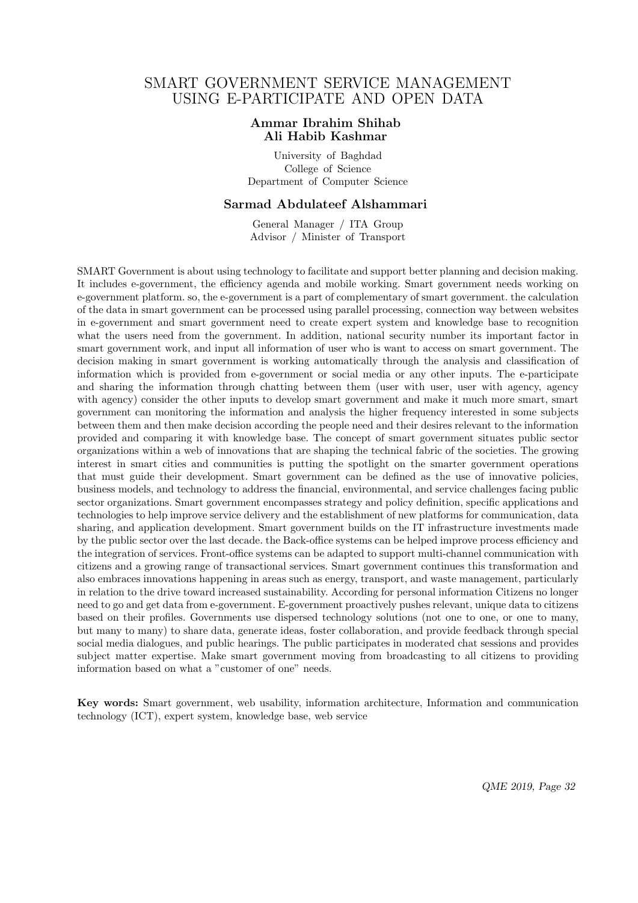# SMART GOVERNMENT SERVICE MANAGEMENT USING E-PARTICIPATE AND OPEN DATA

**Ammar Ibrahim Shihab**
**Ali Habib Kashmar**

University of Baghdad
College of Science
Department of Computer Science

**Sarmad Abdulateef Alshammari**

General Manager / ITA Group
Advisor / Minister of Transport

SMART Government is about using technology to facilitate and support better planning and decision making. It includes e-government, the efficiency agenda and mobile working. Smart government needs working on e-government platform. so, the e-government is a part of complementary of smart government. the calculation of the data in smart government can be processed using parallel processing, connection way between websites in e-government and smart government need to create expert system and knowledge base to recognition what the users need from the government. In addition, national security number its important factor in smart government work, and input all information of user who is want to access on smart government. The decision making in smart government is working automatically through the analysis and classification of information which is provided from e-government or social media or any other inputs. The e-participate and sharing the information through chatting between them (user with user, user with agency, agency with agency) consider the other inputs to develop smart government and make it much more smart, smart government can monitoring the information and analysis the higher frequency interested in some subjects between them and then make decision according the people need and their desires relevant to the information provided and comparing it with knowledge base. The concept of smart government situates public sector organizations within a web of innovations that are shaping the technical fabric of the societies. The growing interest in smart cities and communities is putting the spotlight on the smarter government operations that must guide their development. Smart government can be defined as the use of innovative policies, business models, and technology to address the financial, environmental, and service challenges facing public sector organizations. Smart government encompasses strategy and policy definition, specific applications and technologies to help improve service delivery and the establishment of new platforms for communication, data sharing, and application development. Smart government builds on the IT infrastructure investments made by the public sector over the last decade. the Back-office systems can be helped improve process efficiency and the integration of services. Front-office systems can be adapted to support multi-channel communication with citizens and a growing range of transactional services. Smart government continues this transformation and also embraces innovations happening in areas such as energy, transport, and waste management, particularly in relation to the drive toward increased sustainability. According for personal information Citizens no longer need to go and get data from e-government. E-government proactively pushes relevant, unique data to citizens based on their profiles. Governments use dispersed technology solutions (not one to one, or one to many, but many to many) to share data, generate ideas, foster collaboration, and provide feedback through special social media dialogues, and public hearings. The public participates in moderated chat sessions and provides subject matter expertise. Make smart government moving from broadcasting to all citizens to providing information based on what a "customer of one" needs.

**Key words:** Smart government, web usability, information architecture, Information and communication technology (ICT), expert system, knowledge base, web service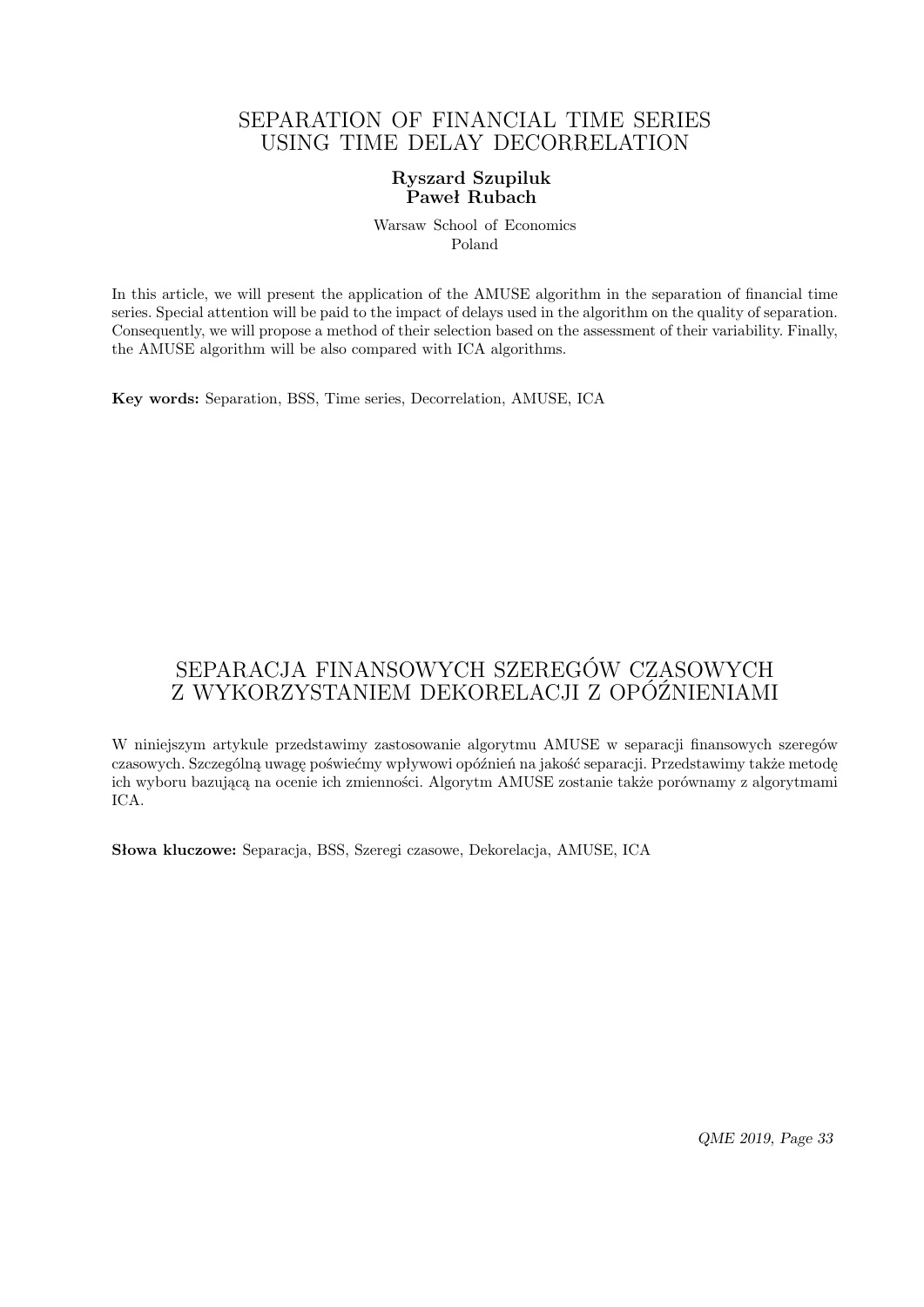# SEPARATION OF FINANCIAL TIME SERIES USING TIME DELAY DECORRELATION

**Ryszard Szupiluk**
**Paweł Rubach**

Warsaw School of Economics
Poland

In this article, we will present the application of the AMUSE algorithm in the separation of financial time series. Special attention will be paid to the impact of delays used in the algorithm on the quality of separation. Consequently, we will propose a method of their selection based on the assessment of their variability. Finally, the AMUSE algorithm will be also compared with ICA algorithms.

**Key words:** Separation, BSS, Time series, Decorrelation, AMUSE, ICA

# SEPARACJA FINANSOWYCH SZEREGÓW CZASOWYCH Z WYKORZYSTANIEM DEKORELACJI Z OPÓŹNIENIAMI

W niniejszym artykule przedstawimy zastosowanie algorytmu AMUSE w separacji finansowych szeregów czasowych. Szczególną uwagę poświećmy wpływowi opóźnień na jakość separacji. Przedstawimy także metodę ich wyboru bazującą na ocenie ich zmienności. Algorytm AMUSE zostanie także porównamy z algorytmami ICA.

**Słowa kluczowe:** Separacja, BSS, Szeregi czasowe, Dekorelacja, AMUSE, ICA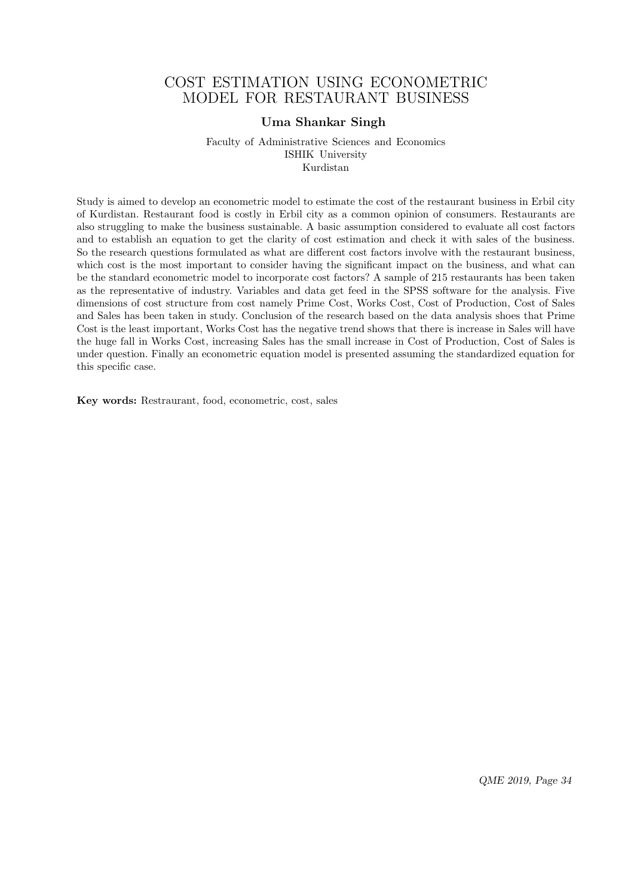# COST ESTIMATION USING ECONOMETRIC MODEL FOR RESTAURANT BUSINESS

**Uma Shankar Singh**

Faculty of Administrative Sciences and Economics
ISHIK University
Kurdistan

Study is aimed to develop an econometric model to estimate the cost of the restaurant business in Erbil city of Kurdistan. Restaurant food is costly in Erbil city as a common opinion of consumers. Restaurants are also struggling to make the business sustainable. A basic assumption considered to evaluate all cost factors and to establish an equation to get the clarity of cost estimation and check it with sales of the business. So the research questions formulated as what are different cost factors involve with the restaurant business, which cost is the most important to consider having the significant impact on the business, and what can be the standard econometric model to incorporate cost factors? A sample of 215 restaurants has been taken as the representative of industry. Variables and data get feed in the SPSS software for the analysis. Five dimensions of cost structure from cost namely Prime Cost, Works Cost, Cost of Production, Cost of Sales and Sales has been taken in study. Conclusion of the research based on the data analysis shoes that Prime Cost is the least important, Works Cost has the negative trend shows that there is increase in Sales will have the huge fall in Works Cost, increasing Sales has the small increase in Cost of Production, Cost of Sales is under question. Finally an econometric equation model is presented assuming the standardized equation for this specific case.

**Key words:** Restraurant, food, econometric, cost, sales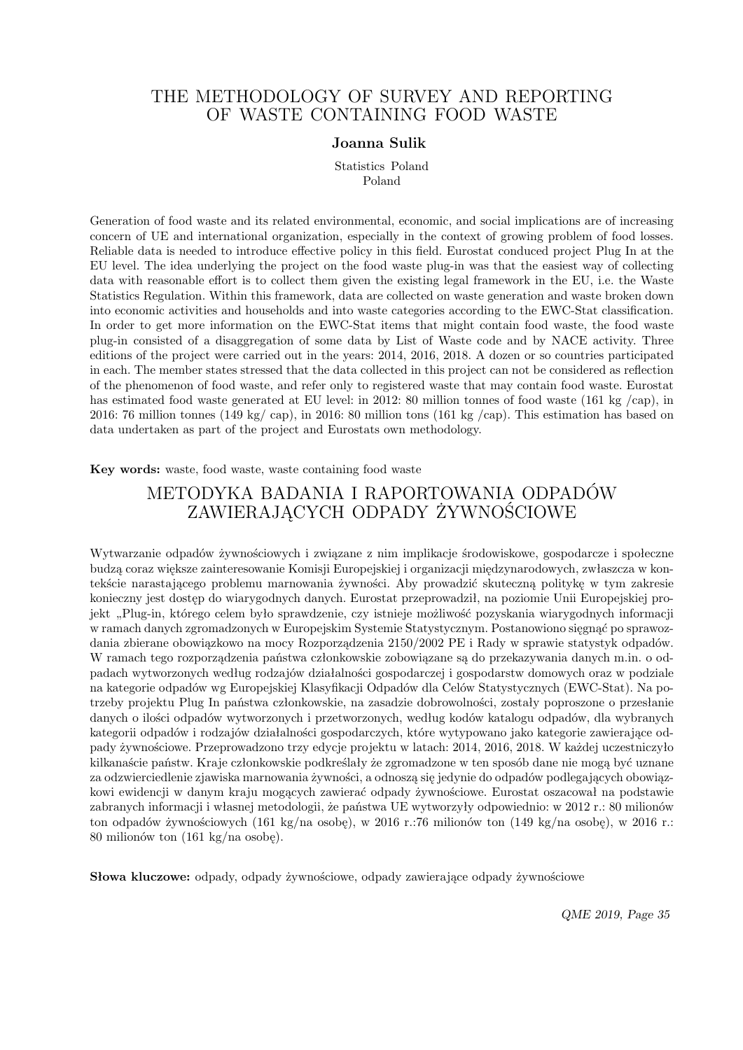# THE METHODOLOGY OF SURVEY AND REPORTING OF WASTE CONTAINING FOOD WASTE

**Joanna Sulik**

Statistics Poland
Poland

Generation of food waste and its related environmental, economic, and social implications are of increasing concern of UE and international organization, especially in the context of growing problem of food losses. Reliable data is needed to introduce effective policy in this field. Eurostat conduced project Plug In at the EU level. The idea underlying the project on the food waste plug-in was that the easiest way of collecting data with reasonable effort is to collect them given the existing legal framework in the EU, i.e. the Waste Statistics Regulation. Within this framework, data are collected on waste generation and waste broken down into economic activities and households and into waste categories according to the EWC-Stat classification. In order to get more information on the EWC-Stat items that might contain food waste, the food waste plug-in consisted of a disaggregation of some data by List of Waste code and by NACE activity. Three editions of the project were carried out in the years: 2014, 2016, 2018. A dozen or so countries participated in each. The member states stressed that the data collected in this project can not be considered as reflection of the phenomenon of food waste, and refer only to registered waste that may contain food waste. Eurostat has estimated food waste generated at EU level: in 2012: 80 million tonnes of food waste (161 kg /cap), in 2016: 76 million tonnes (149 kg/ cap), in 2016: 80 million tons (161 kg /cap). This estimation has based on data undertaken as part of the project and Eurostats own methodology.

**Key words:** waste, food waste, waste containing food waste

# METODYKA BADANIA I RAPORTOWANIA ODPADÓW ZAWIERAJĄCYCH ODPADY ŻYWNOŚCIOWE

Wytwarzanie odpadów żywnościowych i związane z nim implikacje środowiskowe, gospodarcze i społeczne budzą coraz większe zainteresowanie Komisji Europejskiej i organizacji międzynarodowych, zwłaszcza w kontekście narastającego problemu marnowania żywności. Aby prowadzić skuteczną politykę w tym zakresie konieczny jest dostęp do wiarygodnych danych. Eurostat przeprowadził, na poziomie Unii Europejskiej projekt „Plug-in, którego celem było sprawdzenie, czy istnieje możliwość pozyskania wiarygodnych informacji w ramach danych zgromadzonych w Europejskim Systemie Statystycznym. Postanowiono sięgnąć po sprawozdania zbierane obowiązkowo na mocy Rozporządzenia 2150/2002 PE i Rady w sprawie statystyk odpadów. W ramach tego rozporządzenia państwa członkowskie zobowiązane są do przekazywania danych m.in. o odpadach wytworzonych według rodzajów działalności gospodarczej i gospodarstw domowych oraz w podziale na kategorie odpadów wg Europejskiej Klasyfikacji Odpadów dla Celów Statystycznych (EWC-Stat). Na potrzeby projektu Plug In państwa członkowskie, na zasadzie dobrowolności, zostały poproszone o przesłanie danych o ilości odpadów wytworzonych i przetworzonych, według kodów katalogu odpadów, dla wybranych kategorii odpadów i rodzajów działalności gospodarczych, które wytypowano jako kategorie zawierające odpady żywnościowe. Przeprowadzono trzy edycje projektu w latach: 2014, 2016, 2018. W każdej uczestniczyło kilkanaście państw. Kraje członkowskie podkreślały że zgromadzone w ten sposób dane nie mogą być uznane za odzwierciedlenie zjawiska marnowania żywności, a odnoszą się jedynie do odpadów podlegających obowiązkowi ewidencji w danym kraju mogących zawierać odpady żywnościowe. Eurostat oszacował na podstawie zabranych informacji i własnej metodologii, że państwa UE wytworzyły odpowiednio: w 2012 r.: 80 milionów ton odpadów żywnościowych (161 kg/na osobę), w 2016 r.:76 milionów ton (149 kg/na osobę), w 2016 r.: 80 milionów ton (161 kg/na osobę).

**Słowa kluczowe:** odpady, odpady żywnościowe, odpady zawierające odpady żywnościowe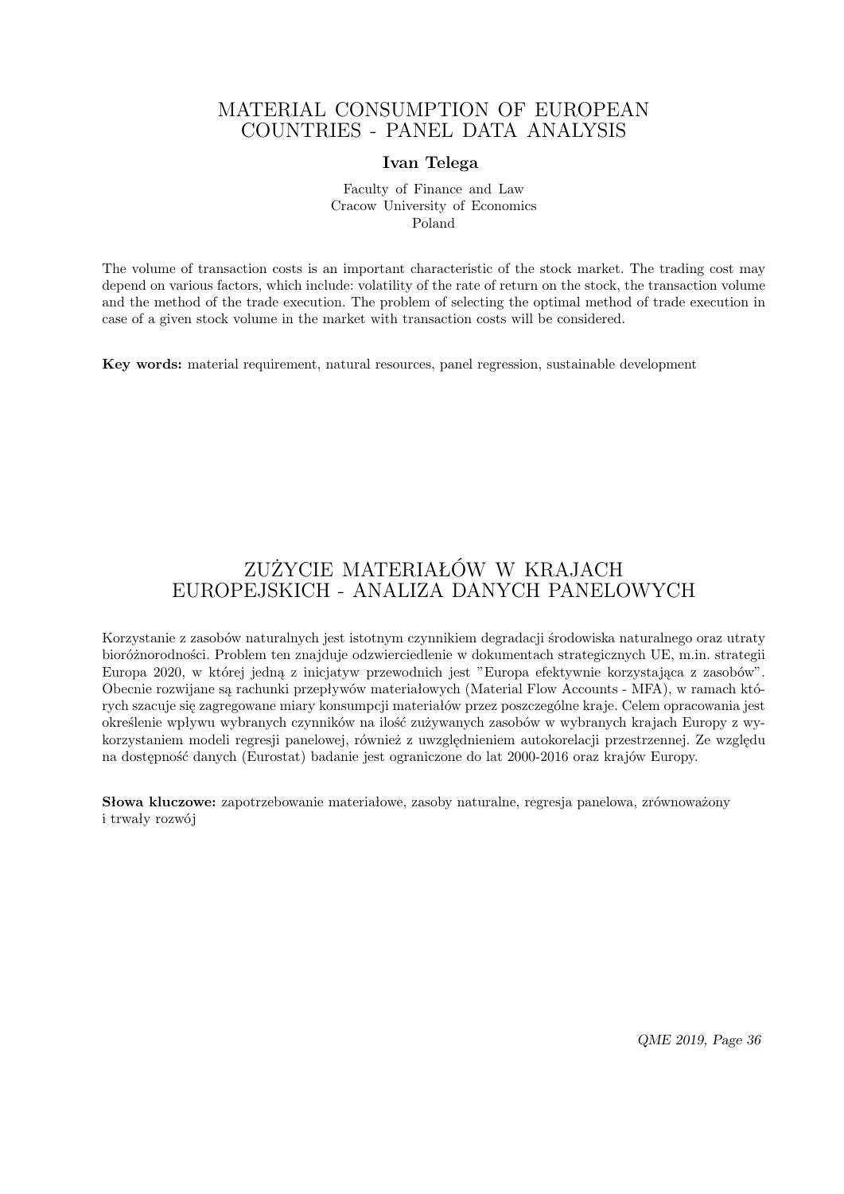# MATERIAL CONSUMPTION OF EUROPEAN COUNTRIES - PANEL DATA ANALYSIS

**Ivan Telega**

Faculty of Finance and Law
Cracow University of Economics
Poland

The volume of transaction costs is an important characteristic of the stock market. The trading cost may depend on various factors, which include: volatility of the rate of return on the stock, the transaction volume and the method of the trade execution. The problem of selecting the optimal method of trade execution in case of a given stock volume in the market with transaction costs will be considered.

**Key words:** material requirement, natural resources, panel regression, sustainable development

# ZUŻYCIE MATERIAŁÓW W KRAJACH EUROPEJSKICH - ANALIZA DANYCH PANELOWYCH

Korzystanie z zasobów naturalnych jest istotnym czynnikiem degradacji środowiska naturalnego oraz utraty bioróżnorodności. Problem ten znajduje odzwierciedlenie w dokumentach strategicznych UE, m.in. strategii Europa 2020, w której jedną z inicjatyw przewodnich jest "Europa efektywnie korzystająca z zasobów". Obecnie rozwijane są rachunki przepływów materiałowych (Material Flow Accounts - MFA), w ramach których szacuje się zagregowane miary konsumpcji materiałów przez poszczególne kraje. Celem opracowania jest określenie wpływu wybranych czynników na ilość zużywanych zasobów w wybranych krajach Europy z wykorzystaniem modeli regresji panelowej, również z uwzględnieniem autokorelacji przestrzennej. Ze względu na dostępność danych (Eurostat) badanie jest ograniczone do lat 2000-2016 oraz krajów Europy.

**Słowa kluczowe:** zapotrzebowanie materiałowe, zasoby naturalne, regresja panelowa, zrównoważony i trwały rozwój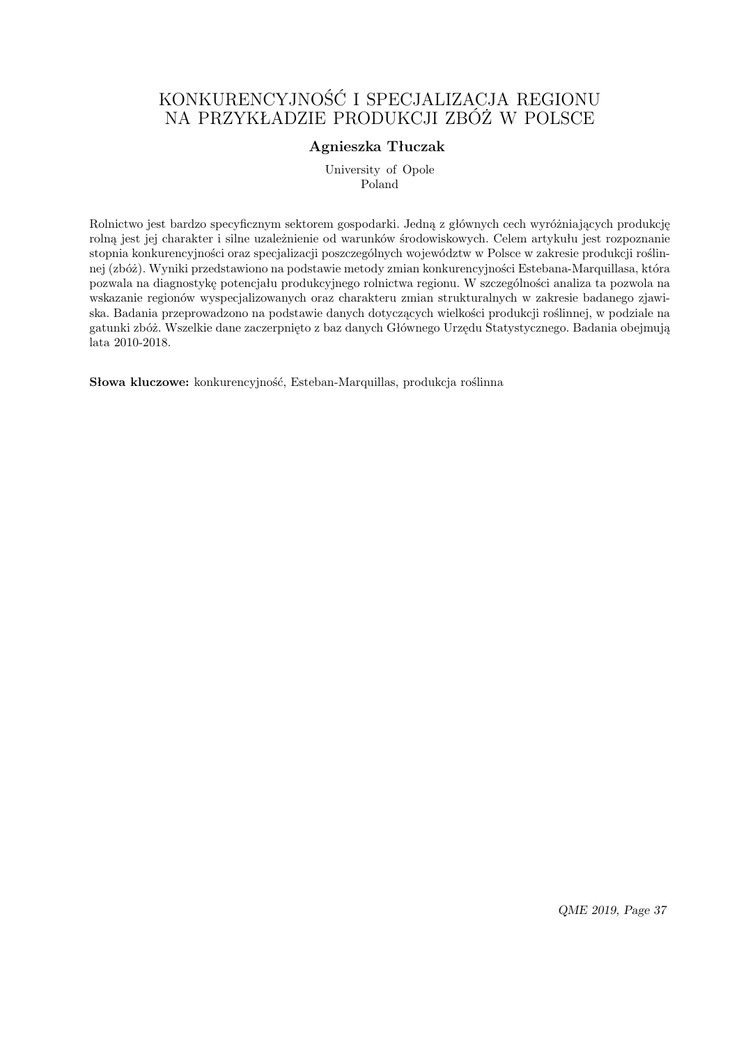# KONKURENCYJNOŚĆ I SPECJALIZACJA REGIONU NA PRZYKŁADZIE PRODUKCJI ZBÓŻ W POLSCE

**Agnieszka Tłuczak**

University of Opole
Poland

Rolnictwo jest bardzo specyficznym sektorem gospodarki. Jedną z głównych cech wyróżniających produkcję rolną jest jej charakter i silne uzależnienie od warunków środowiskowych. Celem artykułu jest rozpoznanie stopnia konkurencyjności oraz specjalizacji poszczególnych województw w Polsce w zakresie produkcji roślinnej (zbóż). Wyniki przedstawiono na podstawie metody zmian konkurencyjności Estebana-Marquillasa, która pozwala na diagnostykę potencjału produkcyjnego rolnictwa regionu. W szczególności analiza ta pozwola na wskazanie regionów wyspecjalizowanych oraz charakteru zmian strukturalnych w zakresie badanego zjawiska. Badania przeprowadzono na podstawie danych dotyczących wielkości produkcji roślinnej, w podziale na gatunki zbóż. Wszelkie dane zaczerpnięto z baz danych Głównego Urzędu Statystycznego. Badania obejmują lata 2010-2018.

**Słowa kluczowe:** konkurencyjność, Esteban-Marquillas, produkcja roślinna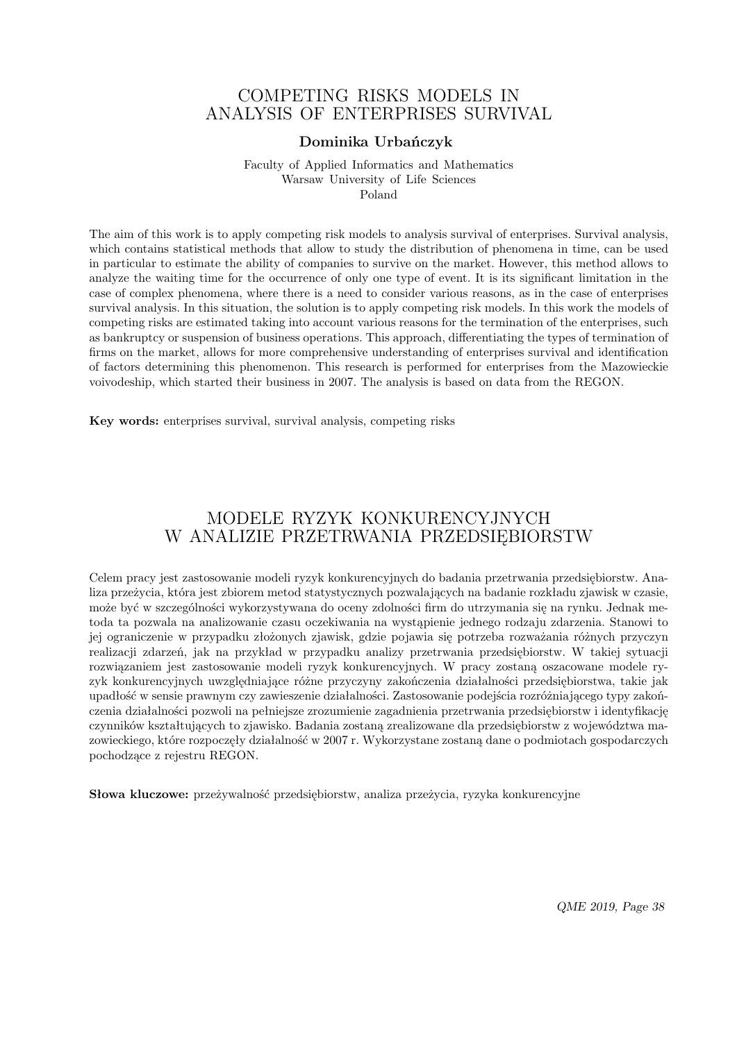# COMPETING RISKS MODELS IN ANALYSIS OF ENTERPRISES SURVIVAL

**Dominika Urbańczyk**

Faculty of Applied Informatics and Mathematics
Warsaw University of Life Sciences
Poland

The aim of this work is to apply competing risk models to analysis survival of enterprises. Survival analysis, which contains statistical methods that allow to study the distribution of phenomena in time, can be used in particular to estimate the ability of companies to survive on the market. However, this method allows to analyze the waiting time for the occurrence of only one type of event. It is its significant limitation in the case of complex phenomena, where there is a need to consider various reasons, as in the case of enterprises survival analysis. In this situation, the solution is to apply competing risk models. In this work the models of competing risks are estimated taking into account various reasons for the termination of the enterprises, such as bankruptcy or suspension of business operations. This approach, differentiating the types of termination of firms on the market, allows for more comprehensive understanding of enterprises survival and identification of factors determining this phenomenon. This research is performed for enterprises from the Mazowieckie voivodeship, which started their business in 2007. The analysis is based on data from the REGON.

**Key words:** enterprises survival, survival analysis, competing risks

# MODELE RYZYK KONKURENCYJNYCH W ANALIZIE PRZETRWANIA PRZEDSIĘBIORSTW

Celem pracy jest zastosowanie modeli ryzyk konkurencyjnych do badania przetrwania przedsiębiorstw. Analiza przeżycia, która jest zbiorem metod statystycznych pozwalających na badanie rozkładu zjawisk w czasie, może być w szczególności wykorzystywana do oceny zdolności firm do utrzymania się na rynku. Jednak metoda ta pozwala na analizowanie czasu oczekiwania na wystąpienie jednego rodzaju zdarzenia. Stanowi to jej ograniczenie w przypadku złożonych zjawisk, gdzie pojawia się potrzeba rozważania różnych przyczyn realizacji zdarzeń, jak na przykład w przypadku analizy przetrwania przedsiębiorstw. W takiej sytuacji rozwiązaniem jest zastosowanie modeli ryzyk konkurencyjnych. W pracy zostaną oszacowane modele ryzyk konkurencyjnych uwzględniające różne przyczyny zakończenia działalności przedsiębiorstwa, takie jak upadłość w sensie prawnym czy zawieszenie działalności. Zastosowanie podejścia rozróżniającego typy zakończenia działalności pozwoli na pełniejsze zrozumienie zagadnienia przetrwania przedsiębiorstw i identyfikację czynników kształtujących to zjawisko. Badania zostaną zrealizowane dla przedsiębiorstw z województwa mazowieckiego, które rozpoczęły działalność w 2007 r. Wykorzystane zostaną dane o podmiotach gospodarczych pochodzące z rejestru REGON.

**Słowa kluczowe:** przeżywalność przedsiębiorstw, analiza przeżycia, ryzyka konkurencyjne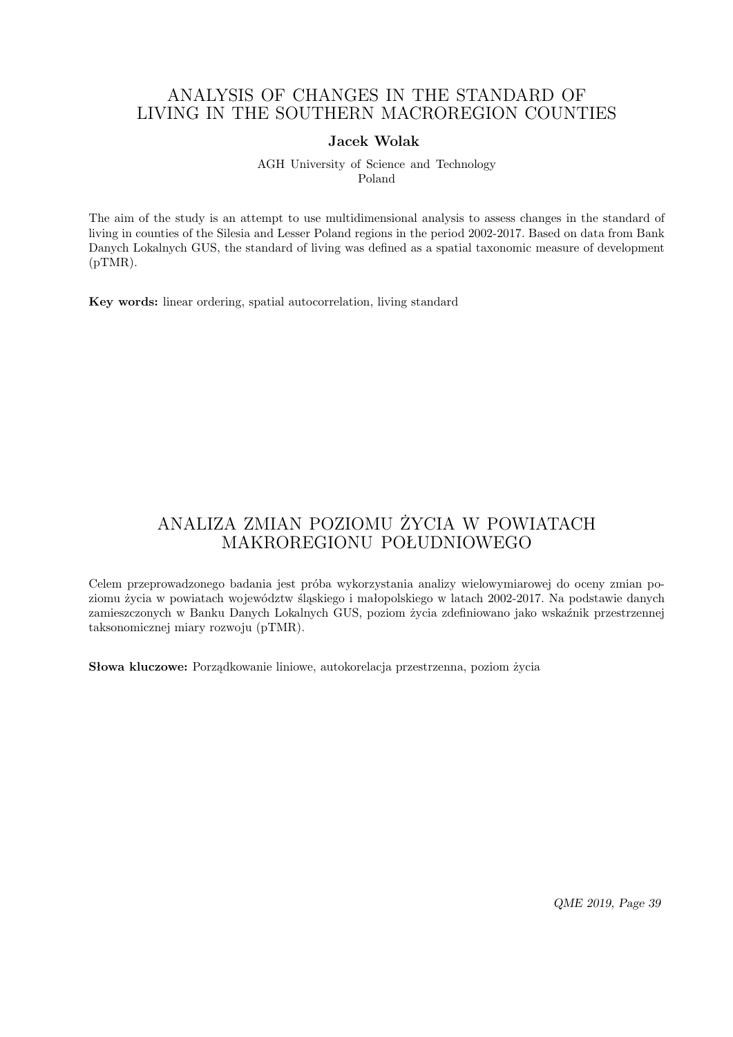# ANALYSIS OF CHANGES IN THE STANDARD OF LIVING IN THE SOUTHERN MACROREGION COUNTIES

**Jacek Wolak**

AGH University of Science and Technology
Poland

The aim of the study is an attempt to use multidimensional analysis to assess changes in the standard of living in counties of the Silesia and Lesser Poland regions in the period 2002-2017. Based on data from Bank Danych Lokalnych GUS, the standard of living was defined as a spatial taxonomic measure of development (pTMR).

**Key words:** linear ordering, spatial autocorrelation, living standard

# ANALIZA ZMIAN POZIOMU ŻYCIA W POWIATACH MAKROREGIONU POŁUDNIOWEGO

Celem przeprowadzonego badania jest próba wykorzystania analizy wielowymiarowej do oceny zmian poziomu życia w powiatach województw śląskiego i małopolskiego w latach 2002-2017. Na podstawie danych zamieszczonych w Banku Danych Lokalnych GUS, poziom życia zdefiniowano jako wskaźnik przestrzennej taksonomicznej miary rozwoju (pTMR).

**Słowa kluczowe:** Porządkowanie liniowe, autokorelacja przestrzenna, poziom życia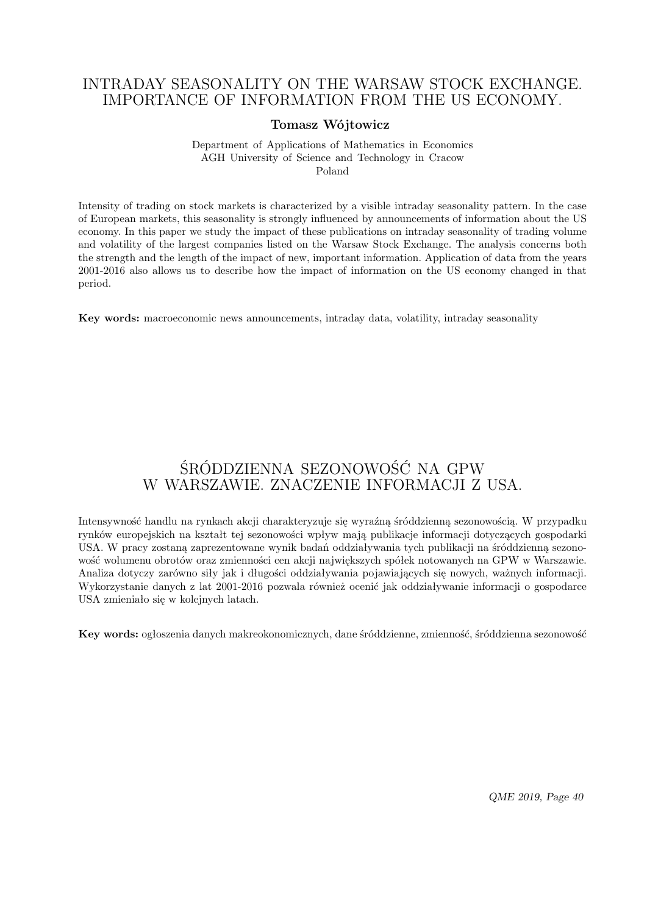# INTRADAY SEASONALITY ON THE WARSAW STOCK EXCHANGE. IMPORTANCE OF INFORMATION FROM THE US ECONOMY.

**Tomasz Wójtowicz**

Department of Applications of Mathematics in Economics
AGH University of Science and Technology in Cracow
Poland

Intensity of trading on stock markets is characterized by a visible intraday seasonality pattern. In the case of European markets, this seasonality is strongly influenced by announcements of information about the US economy. In this paper we study the impact of these publications on intraday seasonality of trading volume and volatility of the largest companies listed on the Warsaw Stock Exchange. The analysis concerns both the strength and the length of the impact of new, important information. Application of data from the years 2001-2016 also allows us to describe how the impact of information on the US economy changed in that period.

**Key words:** macroeconomic news announcements, intraday data, volatility, intraday seasonality

# ŚRÓDDZIENNA SEZONOWOŚĆ NA GPW W WARSZAWIE. ZNACZENIE INFORMACJI Z USA.

Intensywność handlu na rynkach akcji charakteryzuje się wyraźną śróddzienną sezonowością. W przypadku rynków europejskich na kształt tej sezonowości wpływ mają publikacje informacji dotyczących gospodarki USA. W pracy zostaną zaprezentowane wynik badań oddziaływania tych publikacji na śróddzienną sezonowość wolumenu obrotów oraz zmienności cen akcji największych spółek notowanych na GPW w Warszawie. Analiza dotyczy zarówno siły jak i długości oddziaływania pojawiających się nowych, ważnych informacji. Wykorzystanie danych z lat 2001-2016 pozwala również ocenić jak oddziaływanie informacji o gospodarce USA zmieniało się w kolejnych latach.

**Key words:** ogłoszenia danych makreokonomicznych, dane śróddzienne, zmienność, śróddzienna sezonowość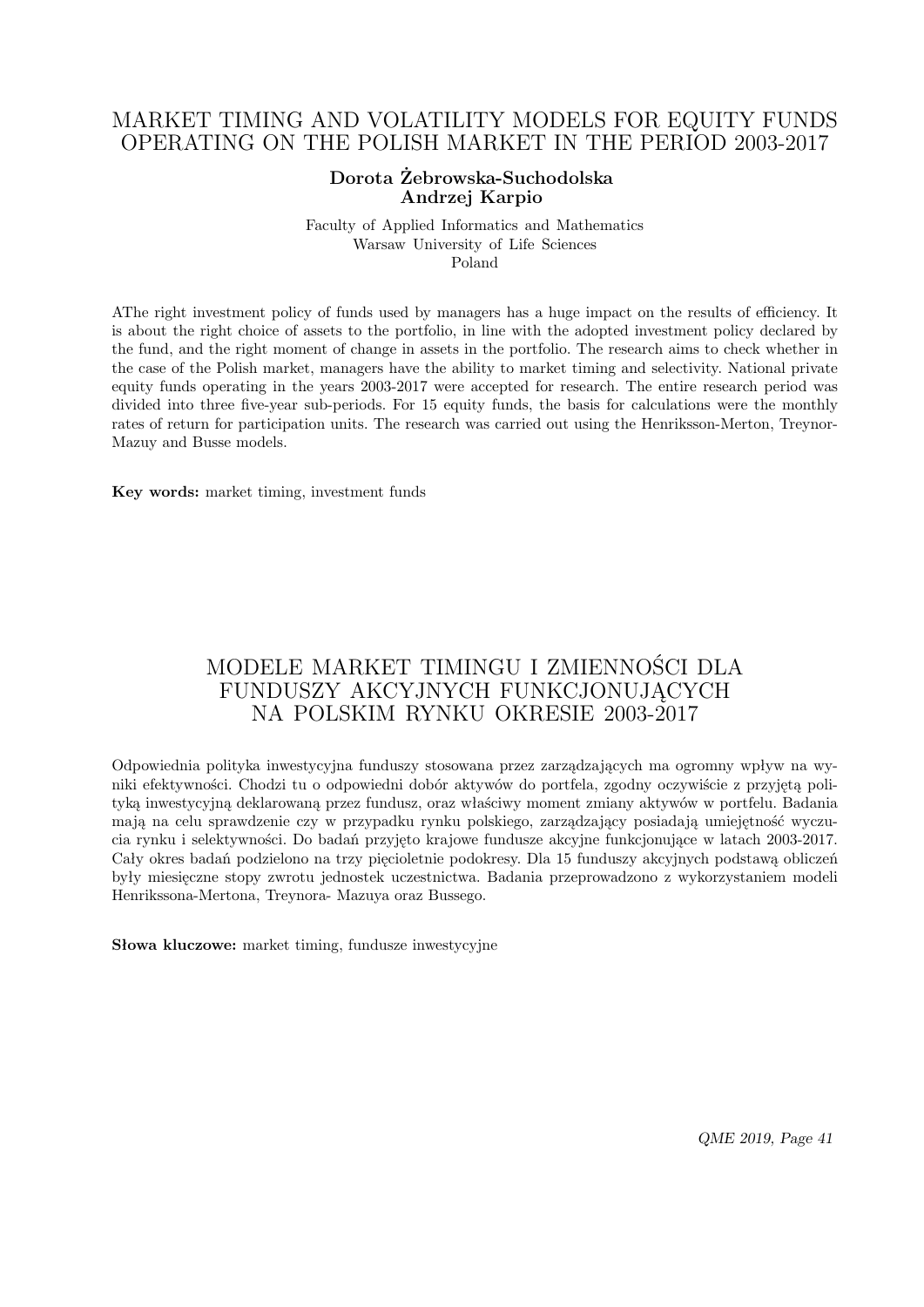# MARKET TIMING AND VOLATILITY MODELS FOR EQUITY FUNDS OPERATING ON THE POLISH MARKET IN THE PERIOD 2003-2017

**Dorota Żebrowska-Suchodolska**
**Andrzej Karpio**

Faculty of Applied Informatics and Mathematics
Warsaw University of Life Sciences
Poland

AThe right investment policy of funds used by managers has a huge impact on the results of efficiency. It is about the right choice of assets to the portfolio, in line with the adopted investment policy declared by the fund, and the right moment of change in assets in the portfolio. The research aims to check whether in the case of the Polish market, managers have the ability to market timing and selectivity. National private equity funds operating in the years 2003-2017 were accepted for research. The entire research period was divided into three five-year sub-periods. For 15 equity funds, the basis for calculations were the monthly rates of return for participation units. The research was carried out using the Henriksson-Merton, Treynor-Mazuy and Busse models.

**Key words:** market timing, investment funds

# MODELE MARKET TIMINGU I ZMIENNOŚCI DLA FUNDUSZY AKCYJNYCH FUNKCJONUJĄCYCH NA POLSKIM RYNKU OKRESIE 2003-2017

Odpowiednia polityka inwestycyjna funduszy stosowana przez zarządzających ma ogromny wpływ na wyniki efektywności. Chodzi tu o odpowiedni dobór aktywów do portfela, zgodny oczywiście z przyjętą polityką inwestycyjną deklarowaną przez fundusz, oraz właściwy moment zmiany aktywów w portfelu. Badania mają na celu sprawdzenie czy w przypadku rynku polskiego, zarządzający posiadają umiejętność wyczucia rynku i selektywności. Do badań przyjęto krajowe fundusze akcyjne funkcjonujące w latach 2003-2017. Cały okres badań podzielono na trzy pięcioletnie podokresy. Dla 15 funduszy akcyjnych podstawą obliczeń były miesięczne stopy zwrotu jednostek uczestnictwa. Badania przeprowadzono z wykorzystaniem modeli Henrikssona-Mertona, Treynora- Mazuya oraz Bussego.

**Słowa kluczowe:** market timing, fundusze inwestycyjne